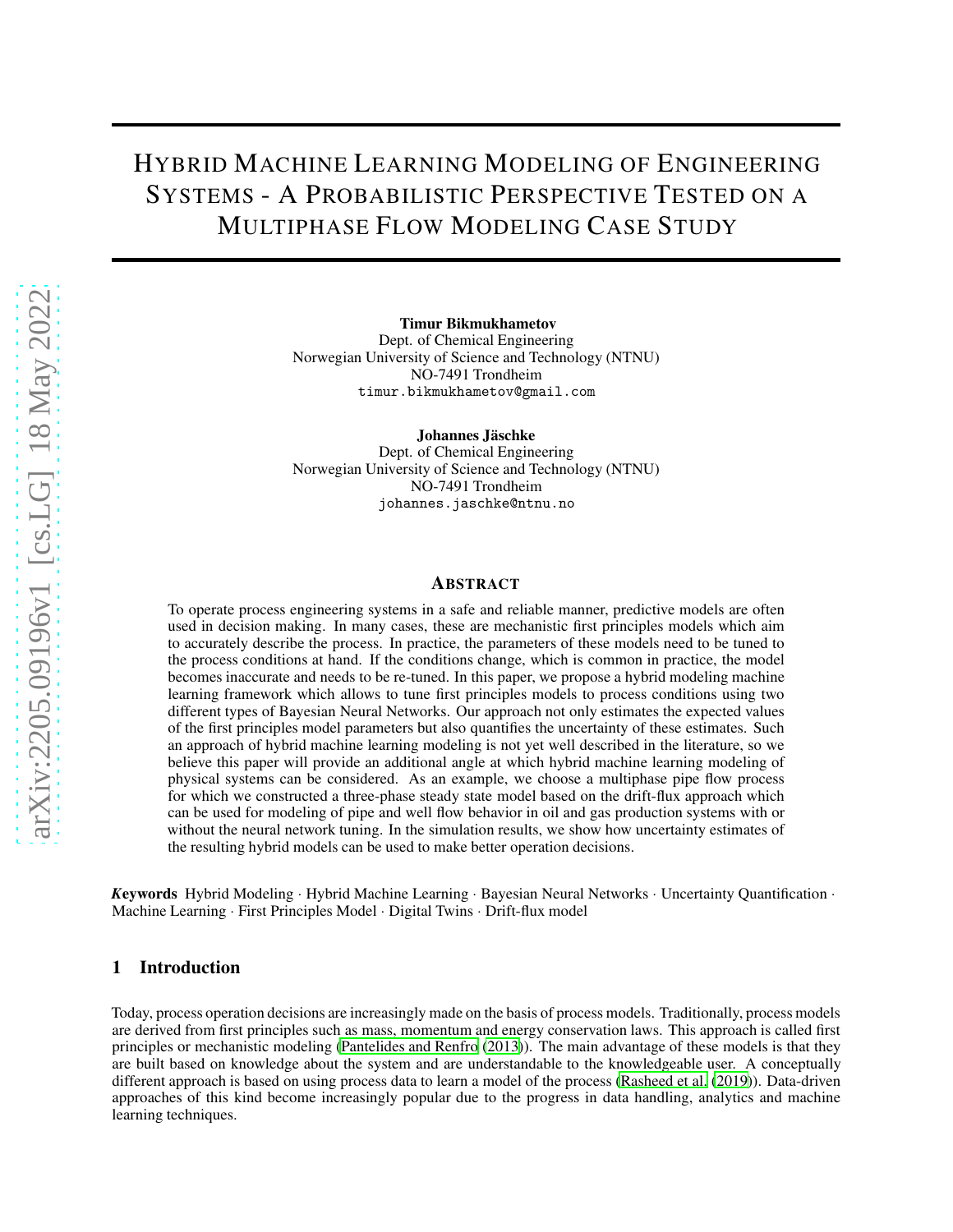# Hybrid Machine Learning Modeling of Engineering Systems - A Probabilistic Perspective Tested on a Multiphase Flow Modeling Case Study

**Timur Bikmukhametov**
Dept. of Chemical Engineering
Norwegian University of Science and Technology (NTNU)
NO-7491 Trondheim
timur.bikmukhametov@gmail.com

**Johannes Jäschke**
Dept. of Chemical Engineering
Norwegian University of Science and Technology (NTNU)
NO-7491 Trondheim
johannes.jaschke@ntnu.no

## Abstract

To operate process engineering systems in a safe and reliable manner, predictive models are often used in decision making. In many cases, these are mechanistic first principles models which aim to accurately describe the process. In practice, the parameters of these models need to be tuned to the process conditions at hand. If the conditions change, which is common in practice, the model becomes inaccurate and needs to be re-tuned. In this paper, we propose a hybrid modeling machine learning framework which allows to tune first principles models to process conditions using two different types of Bayesian Neural Networks. Our approach not only estimates the expected values of the first principles model parameters but also quantifies the uncertainty of these estimates. Such an approach of hybrid machine learning modeling is not yet well described in the literature, so we believe this paper will provide an additional angle at which hybrid machine learning modeling of physical systems can be considered. As an example, we choose a multiphase pipe flow process for which we constructed a three-phase steady state model based on the drift-flux approach which can be used for modeling of pipe and well flow behavior in oil and gas production systems with or without the neural network tuning. In the simulation results, we show how uncertainty estimates of the resulting hybrid models can be used to make better operation decisions.

***Keywords*** Hybrid Modeling · Hybrid Machine Learning · Bayesian Neural Networks · Uncertainty Quantification · Machine Learning · First Principles Model · Digital Twins · Drift-flux model

## 1 Introduction

Today, process operation decisions are increasingly made on the basis of process models. Traditionally, process models are derived from first principles such as mass, momentum and energy conservation laws. This approach is called first principles or mechanistic modeling (Pantelides and Renfro (2013)). The main advantage of these models is that they are built based on knowledge about the system and are understandable to the knowledgeable user. A conceptually different approach is based on using process data to learn a model of the process (Rasheed et al. (2019)). Data-driven approaches of this kind become increasingly popular due to the progress in data handling, analytics and machine learning techniques.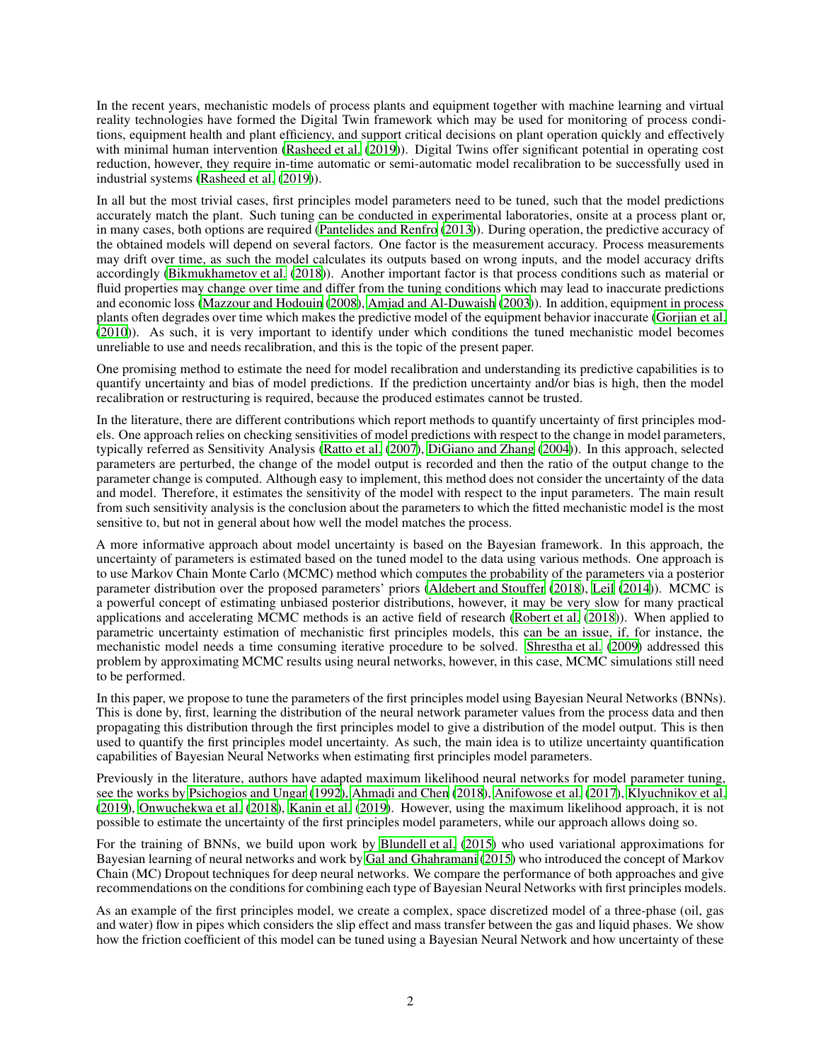In the recent years, mechanistic models of process plants and equipment together with machine learning and virtual reality technologies have formed the Digital Twin framework which may be used for monitoring of process conditions, equipment health and plant efficiency, and support critical decisions on plant operation quickly and effectively with minimal human intervention (Rasheed et al. (2019)). Digital Twins offer significant potential in operating cost reduction, however, they require in-time automatic or semi-automatic model recalibration to be successfully used in industrial systems (Rasheed et al. (2019)).

In all but the most trivial cases, first principles model parameters need to be tuned, such that the model predictions accurately match the plant. Such tuning can be conducted in experimental laboratories, onsite at a process plant or, in many cases, both options are required (Pantelides and Renfro (2013)). During operation, the predictive accuracy of the obtained models will depend on several factors. One factor is the measurement accuracy. Process measurements may drift over time, as such the model calculates its outputs based on wrong inputs, and the model accuracy drifts accordingly (Bikmukhametov et al. (2018)). Another important factor is that process conditions such as material or fluid properties may change over time and differ from the tuning conditions which may lead to inaccurate predictions and economic loss (Mazzour and Hodouin (2008), Amjad and Al-Duwaish (2003)). In addition, equipment in process plants often degrades over time which makes the predictive model of the equipment behavior inaccurate (Gorjian et al. (2010)). As such, it is very important to identify under which conditions the tuned mechanistic model becomes unreliable to use and needs recalibration, and this is the topic of the present paper.

One promising method to estimate the need for model recalibration and understanding its predictive capabilities is to quantify uncertainty and bias of model predictions. If the prediction uncertainty and/or bias is high, then the model recalibration or restructuring is required, because the produced estimates cannot be trusted.

In the literature, there are different contributions which report methods to quantify uncertainty of first principles models. One approach relies on checking sensitivities of model predictions with respect to the change in model parameters, typically referred as Sensitivity Analysis (Ratto et al. (2007), DiGiano and Zhang (2004)). In this approach, selected parameters are perturbed, the change of the model output is recorded and then the ratio of the output change to the parameter change is computed. Although easy to implement, this method does not consider the uncertainty of the data and model. Therefore, it estimates the sensitivity of the model with respect to the input parameters. The main result from such sensitivity analysis is the conclusion about the parameters to which the fitted mechanistic model is the most sensitive to, but not in general about how well the model matches the process.

A more informative approach about model uncertainty is based on the Bayesian framework. In this approach, the uncertainty of parameters is estimated based on the tuned model to the data using various methods. One approach is to use Markov Chain Monte Carlo (MCMC) method which computes the probability of the parameters via a posterior parameter distribution over the proposed parameters' priors (Aldebert and Stouffer (2018), Leil (2014)). MCMC is a powerful concept of estimating unbiased posterior distributions, however, it may be very slow for many practical applications and accelerating MCMC methods is an active field of research (Robert et al. (2018)). When applied to parametric uncertainty estimation of mechanistic first principles models, this can be an issue, if, for instance, the mechanistic model needs a time consuming iterative procedure to be solved. Shrestha et al. (2009) addressed this problem by approximating MCMC results using neural networks, however, in this case, MCMC simulations still need to be performed.

In this paper, we propose to tune the parameters of the first principles model using Bayesian Neural Networks (BNNs). This is done by, first, learning the distribution of the neural network parameter values from the process data and then propagating this distribution through the first principles model to give a distribution of the model output. This is then used to quantify the first principles model uncertainty. As such, the main idea is to utilize uncertainty quantification capabilities of Bayesian Neural Networks when estimating first principles model parameters.

Previously in the literature, authors have adapted maximum likelihood neural networks for model parameter tuning, see the works by Psichogios and Ungar (1992), Ahmadi and Chen (2018), Anifowose et al. (2017), Klyuchnikov et al. (2019), Onwuchekwa et al. (2018), Kanin et al. (2019). However, using the maximum likelihood approach, it is not possible to estimate the uncertainty of the first principles model parameters, while our approach allows doing so.

For the training of BNNs, we build upon work by Blundell et al. (2015) who used variational approximations for Bayesian learning of neural networks and work by Gal and Ghahramani (2015) who introduced the concept of Markov Chain (MC) Dropout techniques for deep neural networks. We compare the performance of both approaches and give recommendations on the conditions for combining each type of Bayesian Neural Networks with first principles models.

As an example of the first principles model, we create a complex, space discretized model of a three-phase (oil, gas and water) flow in pipes which considers the slip effect and mass transfer between the gas and liquid phases. We show how the friction coefficient of this model can be tuned using a Bayesian Neural Network and how uncertainty of these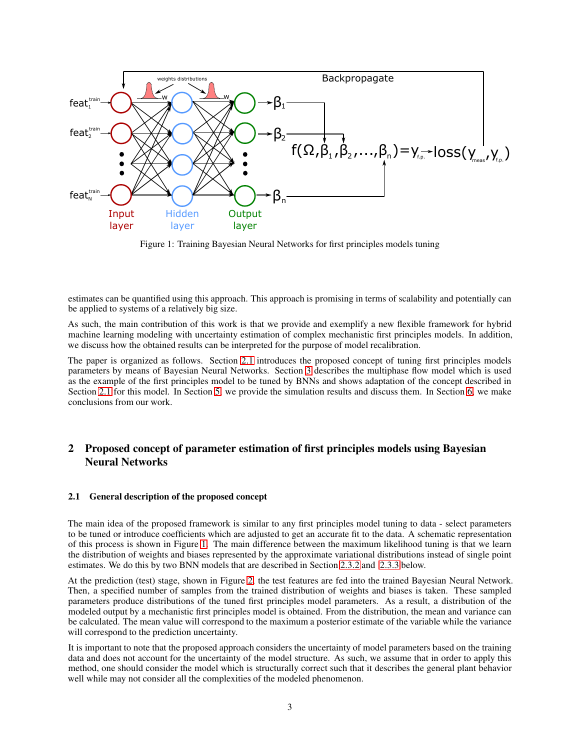Figure 1: Training Bayesian Neural Networks for first principles models tuning

estimates can be quantified using this approach. This approach is promising in terms of scalability and potentially can be applied to systems of a relatively big size.

As such, the main contribution of this work is that we provide and exemplify a new flexible framework for hybrid machine learning modeling with uncertainty estimation of complex mechanistic first principles models. In addition, we discuss how the obtained results can be interpreted for the purpose of model recalibration.

The paper is organized as follows. Section 2.1 introduces the proposed concept of tuning first principles models parameters by means of Bayesian Neural Networks. Section 3 describes the multiphase flow model which is used as the example of the first principles model to be tuned by BNNs and shows adaptation of the concept described in Section 2.1 for this model. In Section 5, we provide the simulation results and discuss them. In Section 6, we make conclusions from our work.

## 2 Proposed concept of parameter estimation of first principles models using Bayesian Neural Networks

### 2.1 General description of the proposed concept

The main idea of the proposed framework is similar to any first principles model tuning to data - select parameters to be tuned or introduce coefficients which are adjusted to get an accurate fit to the data. A schematic representation of this process is shown in Figure 1. The main difference between the maximum likelihood tuning is that we learn the distribution of weights and biases represented by the approximate variational distributions instead of single point estimates. We do this by two BNN models that are described in Section 2.3.2 and 2.3.3 below.

At the prediction (test) stage, shown in Figure 2, the test features are fed into the trained Bayesian Neural Network. Then, a specified number of samples from the trained distribution of weights and biases is taken. These sampled parameters produce distributions of the tuned first principles model parameters. As a result, a distribution of the modeled output by a mechanistic first principles model is obtained. From the distribution, the mean and variance can be calculated. The mean value will correspond to the maximum a posterior estimate of the variable while the variance will correspond to the prediction uncertainty.

It is important to note that the proposed approach considers the uncertainty of model parameters based on the training data and does not account for the uncertainty of the model structure. As such, we assume that in order to apply this method, one should consider the model which is structurally correct such that it describes the general plant behavior well while may not consider all the complexities of the modeled phenomenon.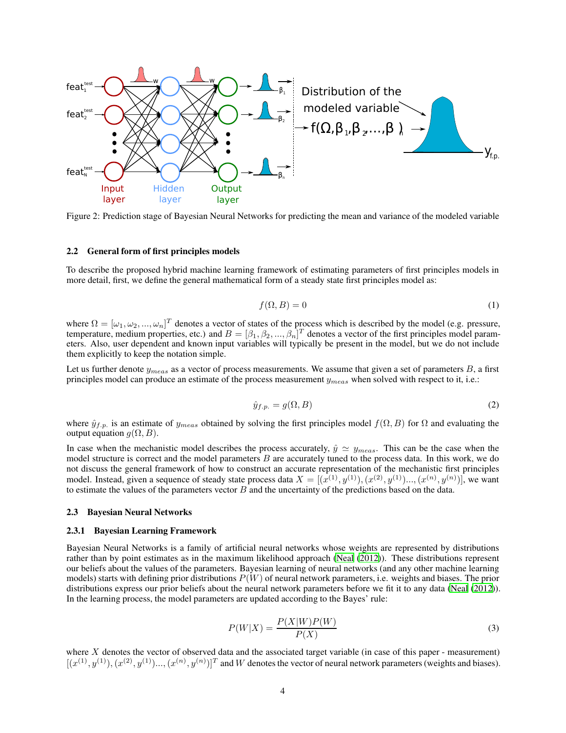Figure 2: Prediction stage of Bayesian Neural Networks for predicting the mean and variance of the modeled variable

### 2.2 General form of first principles models

To describe the proposed hybrid machine learning framework of estimating parameters of first principles models in more detail, first, we define the general mathematical form of a steady state first principles model as:

$$f(\Omega, B) = 0 \tag{1}$$

where $\Omega = [\omega_1, \omega_2, ..., \omega_n]^T$ denotes a vector of states of the process which is described by the model (e.g. pressure, temperature, medium properties, etc.) and $B = [\beta_1, \beta_2, ..., \beta_n]^T$ denotes a vector of the first principles model parameters. Also, user dependent and known input variables will typically be present in the model, but we do not include them explicitly to keep the notation simple.

Let us further denote $y_{meas}$ as a vector of process measurements. We assume that given a set of parameters $B$, a first principles model can produce an estimate of the process measurement $y_{meas}$ when solved with respect to it, i.e.:

$$\hat{y}_{f.p.} = g(\Omega, B) \tag{2}$$

where $\hat{y}_{f.p.}$ is an estimate of $y_{meas}$ obtained by solving the first principles model $f(\Omega, B)$ for $\Omega$ and evaluating the output equation $g(\Omega, B)$.

In case when the mechanistic model describes the process accurately, $\hat{y} \simeq y_{meas}$. This can be the case when the model structure is correct and the model parameters $B$ are accurately tuned to the process data. In this work, we do not discuss the general framework of how to construct an accurate representation of the mechanistic first principles model. Instead, given a sequence of steady state process data $X = [(x^{(1)}, y^{(1)}), (x^{(2)}, y^{(1)})..., (x^{(n)}, y^{(n)})]$, we want to estimate the values of the parameters vector $B$ and the uncertainty of the predictions based on the data.

### 2.3 Bayesian Neural Networks

#### 2.3.1 Bayesian Learning Framework

Bayesian Neural Networks is a family of artificial neural networks whose weights are represented by distributions rather than by point estimates as in the maximum likelihood approach (Neal (2012)). These distributions represent our beliefs about the values of the parameters. Bayesian learning of neural networks (and any other machine learning models) starts with defining prior distributions $P(W)$ of neural network parameters, i.e. weights and biases. The prior distributions express our prior beliefs about the neural network parameters before we fit it to any data (Neal (2012)). In the learning process, the model parameters are updated according to the Bayes' rule:

$$P(W|X) = \frac{P(X|W)P(W)}{P(X)} \tag{3}$$

where $X$ denotes the vector of observed data and the associated target variable (in case of this paper - measurement) $[(x^{(1)}, y^{(1)}), (x^{(2)}, y^{(1)})..., (x^{(n)}, y^{(n)})]^T$ and $W$ denotes the vector of neural network parameters (weights and biases).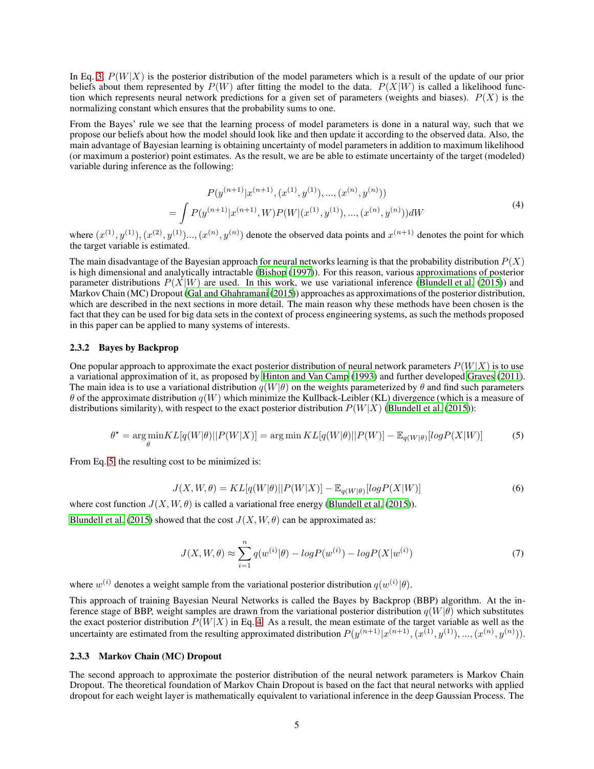In Eq. 3, $P(W|X)$ is the posterior distribution of the model parameters which is a result of the update of our prior beliefs about them represented by $P(W)$ after fitting the model to the data. $P(X|W)$ is called a likelihood function which represents neural network predictions for a given set of parameters (weights and biases). $P(X)$ is the normalizing constant which ensures that the probability sums to one.

From the Bayes' rule we see that the learning process of model parameters is done in a natural way, such that we propose our beliefs about how the model should look like and then update it according to the observed data. Also, the main advantage of Bayesian learning is obtaining uncertainty of model parameters in addition to maximum likelihood (or maximum a posterior) point estimates. As the result, we are be able to estimate uncertainty of the target (modeled) variable during inference as the following:

$$
\begin{aligned}
&P(y^{(n+1)}|x^{(n+1)}, (x^{(1)}, y^{(1)}), ..., (x^{(n)}, y^{(n)})) \\
&= \int P(y^{(n+1)}|x^{(n+1)}, W)P(W|(x^{(1)}, y^{(1)}), ..., (x^{(n)}, y^{(n)}))dW
\end{aligned} \tag{4}
$$

where $(x^{(1)}, y^{(1)}), (x^{(2)}, y^{(1)})..., (x^{(n)}, y^{(n)})$ denote the observed data points and $x^{(n+1)}$ denotes the point for which the target variable is estimated.

The main disadvantage of the Bayesian approach for neural networks learning is that the probability distribution $P(X)$ is high dimensional and analytically intractable (Bishop (1997)). For this reason, various approximations of posterior parameter distributions $P(X|W)$ are used. In this work, we use variational inference (Blundell et al. (2015)) and Markov Chain (MC) Dropout (Gal and Ghahramani (2015)) approaches as approximations of the posterior distribution, which are described in the next sections in more detail. The main reason why these methods have been chosen is the fact that they can be used for big data sets in the context of process engineering systems, as such the methods proposed in this paper can be applied to many systems of interests.

### 2.3.2 Bayes by Backprop

One popular approach to approximate the exact posterior distribution of neural network parameters $P(W|X)$ is to use a variational approximation of it, as proposed by Hinton and Van Camp (1993) and further developed Graves (2011). The main idea is to use a variational distribution $q(W|\theta)$ on the weights parameterized by $\theta$ and find such parameters $\theta$ of the approximate distribution $q(W)$ which minimize the Kullback-Leibler (KL) divergence (which is a measure of distributions similarity), with respect to the exact posterior distribution $P(W|X)$ (Blundell et al. (2015)):

$$
\theta^{\star} = \arg\min_{\theta} KL[q(W|\theta)||P(W|X)] = \arg\min KL[q(W|\theta)||P(W)] - \mathbb{E}_{q(W|\theta)}[logP(X|W)] \tag{5}
$$

From Eq. 5, the resulting cost to be minimized is:

$$
J(X, W, \theta) = KL[q(W|\theta)||P(W|X)] - \mathbb{E}_{q(W|\theta)}[logP(X|W)] \tag{6}
$$

where cost function $J(X, W, \theta)$ is called a variational free energy (Blundell et al. (2015)).

Blundell et al. (2015) showed that the cost $J(X, W, \theta)$ can be approximated as:

$$
J(X, W, \theta) \approx \sum_{i=1}^{n} q(w^{(i)}|\theta) - logP(w^{(i)}) - logP(X|w^{(i)}) \tag{7}
$$

where $w^{(i)}$ denotes a weight sample from the variational posterior distribution $q(w^{(i)}|\theta)$.

This approach of training Bayesian Neural Networks is called the Bayes by Backprop (BBP) algorithm. At the inference stage of BBP, weight samples are drawn from the variational posterior distribution $q(W|\theta)$ which substitutes the exact posterior distribution $P(W|X)$ in Eq. 4. As a result, the mean estimate of the target variable as well as the uncertainty are estimated from the resulting approximated distribution $P(y^{(n+1)}|x^{(n+1)}, (x^{(1)}, y^{(1)}), ..., (x^{(n)}, y^{(n)}))$.

### 2.3.3 Markov Chain (MC) Dropout

The second approach to approximate the posterior distribution of the neural network parameters is Markov Chain Dropout. The theoretical foundation of Markov Chain Dropout is based on the fact that neural networks with applied dropout for each weight layer is mathematically equivalent to variational inference in the deep Gaussian Process. The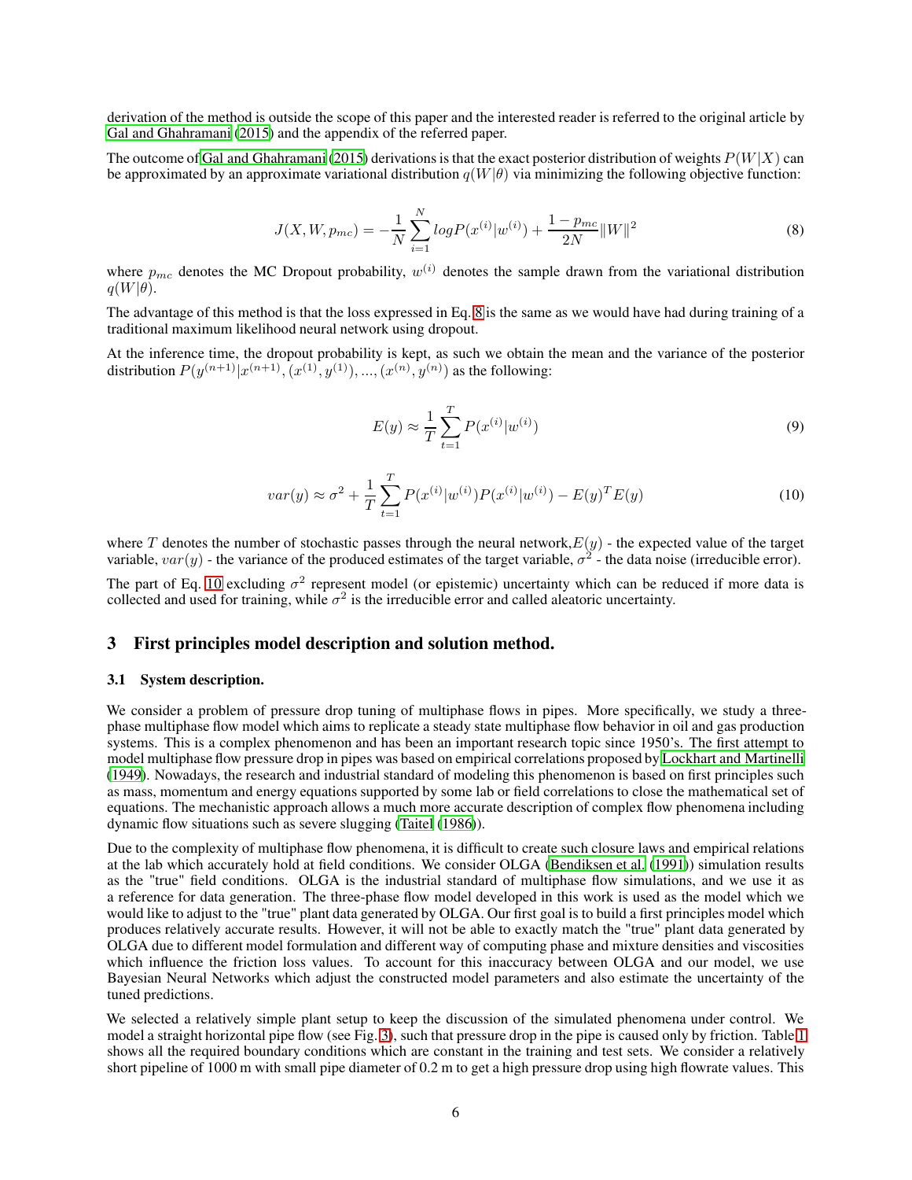derivation of the method is outside the scope of this paper and the interested reader is referred to the original article by Gal and Ghahramani (2015) and the appendix of the referred paper.

The outcome of Gal and Ghahramani (2015) derivations is that the exact posterior distribution of weights $P(W|X)$ can be approximated by an approximate variational distribution $q(W|\theta)$ via minimizing the following objective function:

$$J(X, W, p_{mc}) = -\frac{1}{N}\sum_{i=1}^{N} logP(x^{(i)}|w^{(i)}) + \frac{1-p_{mc}}{2N}\|W\|^2 \tag{8}$$

where $p_{mc}$ denotes the MC Dropout probability, $w^{(i)}$ denotes the sample drawn from the variational distribution $q(W|\theta)$.

The advantage of this method is that the loss expressed in Eq. 8 is the same as we would have had during training of a traditional maximum likelihood neural network using dropout.

At the inference time, the dropout probability is kept, as such we obtain the mean and the variance of the posterior distribution $P(y^{(n+1)}|x^{(n+1)}, (x^{(1)}, y^{(1)}), ..., (x^{(n)}, y^{(n)})$ as the following:

$$E(y) \approx \frac{1}{T}\sum_{t=1}^{T} P(x^{(i)}|w^{(i)}) \tag{9}$$

$$var(y) \approx \sigma^2 + \frac{1}{T}\sum_{t=1}^{T} P(x^{(i)}|w^{(i)})P(x^{(i)}|w^{(i)}) - E(y)^T E(y) \tag{10}$$

where $T$ denotes the number of stochastic passes through the neural network,$E(y)$ - the expected value of the target variable, $var(y)$ - the variance of the produced estimates of the target variable, $\sigma^2$ - the data noise (irreducible error).

The part of Eq. 10 excluding $\sigma^2$ represent model (or epistemic) uncertainty which can be reduced if more data is collected and used for training, while $\sigma^2$ is the irreducible error and called aleatoric uncertainty.

## 3 First principles model description and solution method.

### 3.1 System description.

We consider a problem of pressure drop tuning of multiphase flows in pipes. More specifically, we study a three-phase multiphase flow model which aims to replicate a steady state multiphase flow behavior in oil and gas production systems. This is a complex phenomenon and has been an important research topic since 1950's. The first attempt to model multiphase flow pressure drop in pipes was based on empirical correlations proposed by Lockhart and Martinelli (1949). Nowadays, the research and industrial standard of modeling this phenomenon is based on first principles such as mass, momentum and energy equations supported by some lab or field correlations to close the mathematical set of equations. The mechanistic approach allows a much more accurate description of complex flow phenomena including dynamic flow situations such as severe slugging (Taitel (1986)).

Due to the complexity of multiphase flow phenomena, it is difficult to create such closure laws and empirical relations at the lab which accurately hold at field conditions. We consider OLGA (Bendiksen et al. (1991)) simulation results as the "true" field conditions. OLGA is the industrial standard of multiphase flow simulations, and we use it as a reference for data generation. The three-phase flow model developed in this work is used as the model which we would like to adjust to the "true" plant data generated by OLGA. Our first goal is to build a first principles model which produces relatively accurate results. However, it will not be able to exactly match the "true" plant data generated by OLGA due to different model formulation and different way of computing phase and mixture densities and viscosities which influence the friction loss values. To account for this inaccuracy between OLGA and our model, we use Bayesian Neural Networks which adjust the constructed model parameters and also estimate the uncertainty of the tuned predictions.

We selected a relatively simple plant setup to keep the discussion of the simulated phenomena under control. We model a straight horizontal pipe flow (see Fig. 3), such that pressure drop in the pipe is caused only by friction. Table 1 shows all the required boundary conditions which are constant in the training and test sets. We consider a relatively short pipeline of 1000 m with small pipe diameter of 0.2 m to get a high pressure drop using high flowrate values. This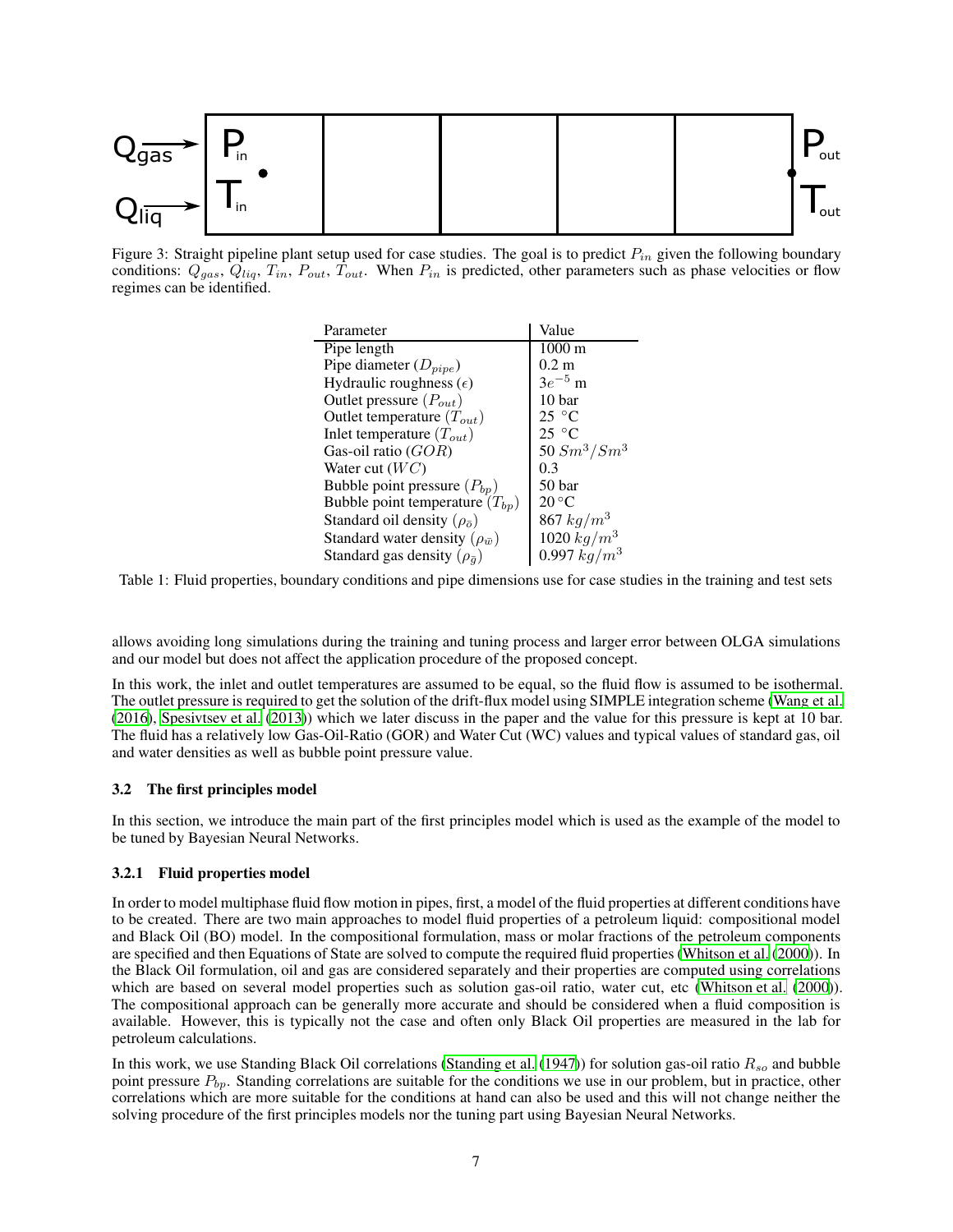Figure 3: Straight pipeline plant setup used for case studies. The goal is to predict $P_{in}$ given the following boundary conditions: $Q_{gas}$, $Q_{liq}$, $T_{in}$, $P_{out}$, $T_{out}$. When $P_{in}$ is predicted, other parameters such as phase velocities or flow regimes can be identified.

| Parameter | Value |
|---|---|
| Pipe length | 1000 m |
| Pipe diameter ($D_{pipe}$) | 0.2 m |
| Hydraulic roughness ($\epsilon$) | $3e^{-5}$ m |
| Outlet pressure ($P_{out}$) | 10 bar |
| Outlet temperature ($T_{out}$) | 25 °C |
| Inlet temperature ($T_{out}$) | 25 °C |
| Gas-oil ratio ($GOR$) | 50 $Sm^3/Sm^3$ |
| Water cut ($WC$) | 0.3 |
| Bubble point pressure ($P_{bp}$) | 50 bar |
| Bubble point temperature ($T_{bp}$) | 20 °C |
| Standard oil density ($\rho_{\bar{o}}$) | 867 $kg/m^3$ |
| Standard water density ($\rho_{\bar{w}}$) | 1020 $kg/m^3$ |
| Standard gas density ($\rho_{\bar{g}}$) | 0.997 $kg/m^3$ |

Table 1: Fluid properties, boundary conditions and pipe dimensions use for case studies in the training and test sets

allows avoiding long simulations during the training and tuning process and larger error between OLGA simulations and our model but does not affect the application procedure of the proposed concept.

In this work, the inlet and outlet temperatures are assumed to be equal, so the fluid flow is assumed to be isothermal. The outlet pressure is required to get the solution of the drift-flux model using SIMPLE integration scheme (Wang et al. (2016), Spesivtsev et al. (2013)) which we later discuss in the paper and the value for this pressure is kept at 10 bar. The fluid has a relatively low Gas-Oil-Ratio (GOR) and Water Cut (WC) values and typical values of standard gas, oil and water densities as well as bubble point pressure value.

### 3.2 The first principles model

In this section, we introduce the main part of the first principles model which is used as the example of the model to be tuned by Bayesian Neural Networks.

#### 3.2.1 Fluid properties model

In order to model multiphase fluid flow motion in pipes, first, a model of the fluid properties at different conditions have to be created. There are two main approaches to model fluid properties of a petroleum liquid: compositional model and Black Oil (BO) model. In the compositional formulation, mass or molar fractions of the petroleum components are specified and then Equations of State are solved to compute the required fluid properties (Whitson et al. (2000)). In the Black Oil formulation, oil and gas are considered separately and their properties are computed using correlations which are based on several model properties such as solution gas-oil ratio, water cut, etc (Whitson et al. (2000)). The compositional approach can be generally more accurate and should be considered when a fluid composition is available. However, this is typically not the case and often only Black Oil properties are measured in the lab for petroleum calculations.

In this work, we use Standing Black Oil correlations (Standing et al. (1947)) for solution gas-oil ratio $R_{so}$ and bubble point pressure $P_{bp}$. Standing correlations are suitable for the conditions we use in our problem, but in practice, other correlations which are more suitable for the conditions at hand can also be used and this will not change neither the solving procedure of the first principles models nor the tuning part using Bayesian Neural Networks.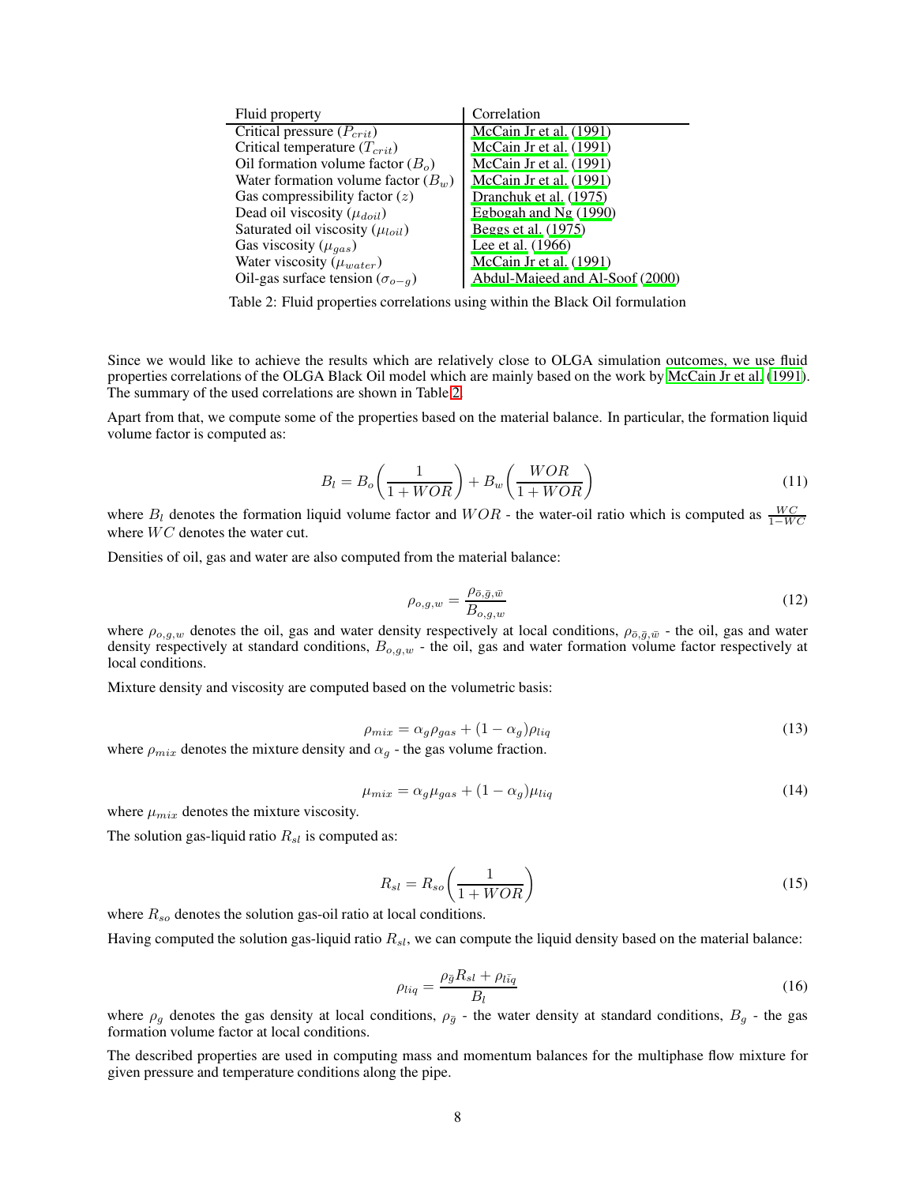| Fluid property | Correlation |
|---|---|
| Critical pressure ($P_{crit}$) | McCain Jr et al. (1991) |
| Critical temperature ($T_{crit}$) | McCain Jr et al. (1991) |
| Oil formation volume factor ($B_o$) | McCain Jr et al. (1991) |
| Water formation volume factor ($B_w$) | McCain Jr et al. (1991) |
| Gas compressibility factor ($z$) | Dranchuk et al. (1975) |
| Dead oil viscosity ($\mu_{doil}$) | Egbogah and Ng (1990) |
| Saturated oil viscosity ($\mu_{loil}$) | Beggs et al. (1975) |
| Gas viscosity ($\mu_{gas}$) | Lee et al. (1966) |
| Water viscosity ($\mu_{water}$) | McCain Jr et al. (1991) |
| Oil-gas surface tension ($\sigma_{o-g}$) | Abdul-Majeed and Al-Soof (2000) |

Table 2: Fluid properties correlations using within the Black Oil formulation

Since we would like to achieve the results which are relatively close to OLGA simulation outcomes, we use fluid properties correlations of the OLGA Black Oil model which are mainly based on the work by McCain Jr et al. (1991). The summary of the used correlations are shown in Table 2.

Apart from that, we compute some of the properties based on the material balance. In particular, the formation liquid volume factor is computed as:

$$B_l = B_o\left(\frac{1}{1+WOR}\right) + B_w\left(\frac{WOR}{1+WOR}\right) \tag{11}$$

where $B_l$ denotes the formation liquid volume factor and $WOR$ - the water-oil ratio which is computed as $\frac{WC}{1-WC}$ where $WC$ denotes the water cut.

Densities of oil, gas and water are also computed from the material balance:

$$\rho_{o,g,w} = \frac{\rho_{\bar{o},\bar{g},\bar{w}}}{B_{o,g,w}} \tag{12}$$

where $\rho_{o,g,w}$ denotes the oil, gas and water density respectively at local conditions, $\rho_{\bar{o},\bar{g},\bar{w}}$ - the oil, gas and water density respectively at standard conditions, $B_{o,g,w}$ - the oil, gas and water formation volume factor respectively at local conditions.

Mixture density and viscosity are computed based on the volumetric basis:

$$\rho_{mix} = \alpha_g \rho_{gas} + (1-\alpha_g)\rho_{liq} \tag{13}$$

where $\rho_{mix}$ denotes the mixture density and $\alpha_g$ - the gas volume fraction.

$$\mu_{mix} = \alpha_g \mu_{gas} + (1-\alpha_g)\mu_{liq} \tag{14}$$

where $\mu_{mix}$ denotes the mixture viscosity.

The solution gas-liquid ratio $R_{sl}$ is computed as:

$$R_{sl} = R_{so}\left(\frac{1}{1+WOR}\right) \tag{15}$$

where $R_{so}$ denotes the solution gas-oil ratio at local conditions.

Having computed the solution gas-liquid ratio $R_{sl}$, we can compute the liquid density based on the material balance:

$$\rho_{liq} = \frac{\rho_{\bar{g}} R_{sl} + \rho_{\bar{liq}}}{B_l} \tag{16}$$

where $\rho_g$ denotes the gas density at local conditions, $\rho_{\bar{g}}$ - the water density at standard conditions, $B_g$ - the gas formation volume factor at local conditions.

The described properties are used in computing mass and momentum balances for the multiphase flow mixture for given pressure and temperature conditions along the pipe.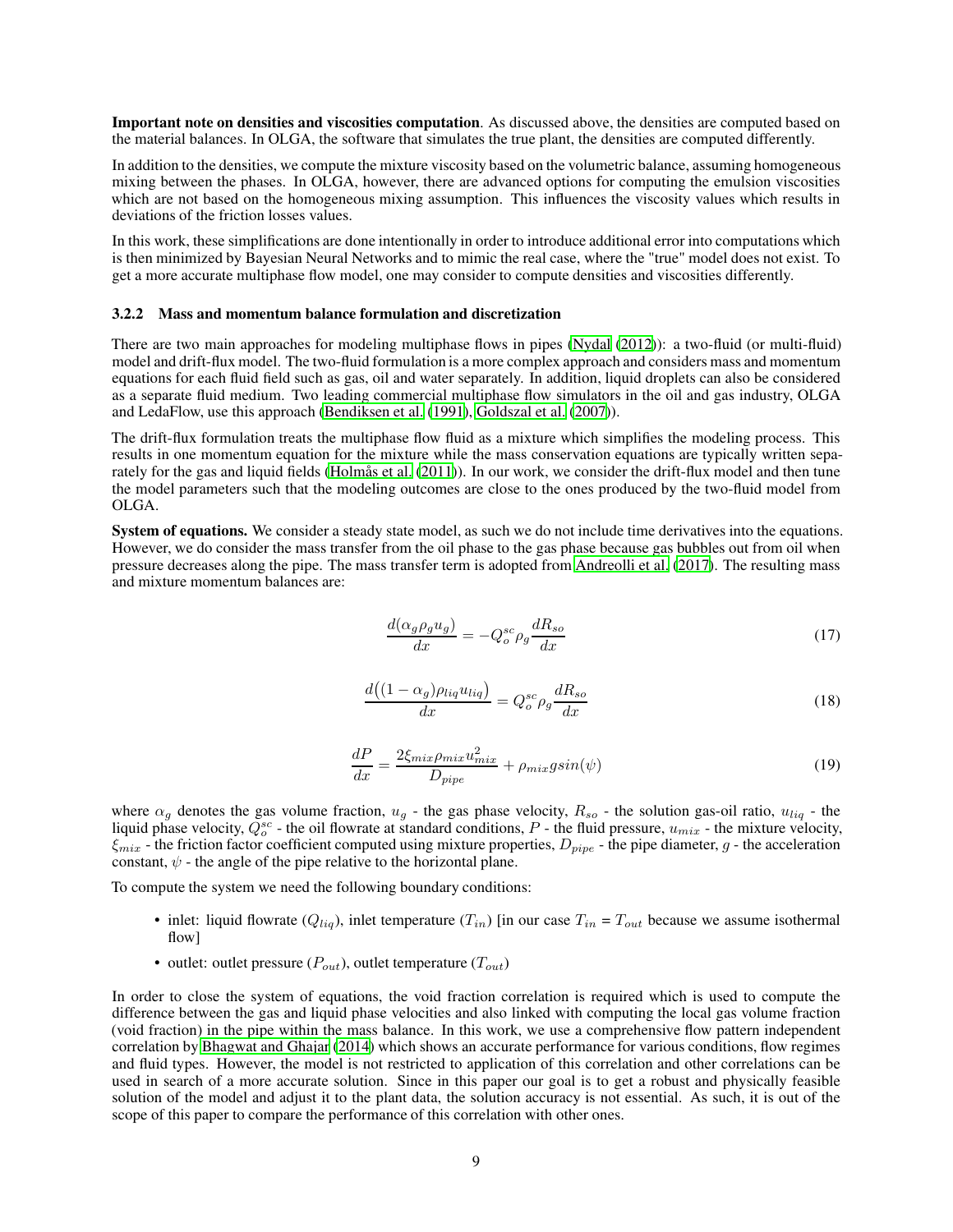**Important note on densities and viscosities computation**. As discussed above, the densities are computed based on the material balances. In OLGA, the software that simulates the true plant, the densities are computed differently.

In addition to the densities, we compute the mixture viscosity based on the volumetric balance, assuming homogeneous mixing between the phases. In OLGA, however, there are advanced options for computing the emulsion viscosities which are not based on the homogeneous mixing assumption. This influences the viscosity values which results in deviations of the friction losses values.

In this work, these simplifications are done intentionally in order to introduce additional error into computations which is then minimized by Bayesian Neural Networks and to mimic the real case, where the "true" model does not exist. To get a more accurate multiphase flow model, one may consider to compute densities and viscosities differently.

### 3.2.2 Mass and momentum balance formulation and discretization

There are two main approaches for modeling multiphase flows in pipes (Nydal (2012)): a two-fluid (or multi-fluid) model and drift-flux model. The two-fluid formulation is a more complex approach and considers mass and momentum equations for each fluid field such as gas, oil and water separately. In addition, liquid droplets can also be considered as a separate fluid medium. Two leading commercial multiphase flow simulators in the oil and gas industry, OLGA and LedaFlow, use this approach (Bendiksen et al. (1991), Goldszal et al. (2007)).

The drift-flux formulation treats the multiphase flow fluid as a mixture which simplifies the modeling process. This results in one momentum equation for the mixture while the mass conservation equations are typically written separately for the gas and liquid fields (Holmås et al. (2011)). In our work, we consider the drift-flux model and then tune the model parameters such that the modeling outcomes are close to the ones produced by the two-fluid model from OLGA.

**System of equations.** We consider a steady state model, as such we do not include time derivatives into the equations. However, we do consider the mass transfer from the oil phase to the gas phase because gas bubbles out from oil when pressure decreases along the pipe. The mass transfer term is adopted from Andreolli et al. (2017). The resulting mass and mixture momentum balances are:

$$\frac{d(\alpha_g \rho_g u_g)}{dx} = -Q_o^{sc} \rho_g \frac{dR_{so}}{dx} \tag{17}$$

$$\frac{d\big((1-\alpha_g)\rho_{liq} u_{liq}\big)}{dx} = Q_o^{sc} \rho_g \frac{dR_{so}}{dx} \tag{18}$$

$$\frac{dP}{dx} = \frac{2\xi_{mix}\rho_{mix}u_{mix}^2}{D_{pipe}} + \rho_{mix} g sin(\psi) \tag{19}$$

where $\alpha_g$ denotes the gas volume fraction, $u_g$ - the gas phase velocity, $R_{so}$ - the solution gas-oil ratio, $u_{liq}$ - the liquid phase velocity, $Q_o^{sc}$ - the oil flowrate at standard conditions, $P$ - the fluid pressure, $u_{mix}$ - the mixture velocity, $\xi_{mix}$ - the friction factor coefficient computed using mixture properties, $D_{pipe}$ - the pipe diameter, $g$ - the acceleration constant, $\psi$ - the angle of the pipe relative to the horizontal plane.

To compute the system we need the following boundary conditions:

- inlet: liquid flowrate ($Q_{liq}$), inlet temperature ($T_{in}$) [in our case $T_{in}$ = $T_{out}$ because we assume isothermal flow]
- outlet: outlet pressure ($P_{out}$), outlet temperature ($T_{out}$)

In order to close the system of equations, the void fraction correlation is required which is used to compute the difference between the gas and liquid phase velocities and also linked with computing the local gas volume fraction (void fraction) in the pipe within the mass balance. In this work, we use a comprehensive flow pattern independent correlation by Bhagwat and Ghajar (2014) which shows an accurate performance for various conditions, flow regimes and fluid types. However, the model is not restricted to application of this correlation and other correlations can be used in search of a more accurate solution. Since in this paper our goal is to get a robust and physically feasible solution of the model and adjust it to the plant data, the solution accuracy is not essential. As such, it is out of the scope of this paper to compare the performance of this correlation with other ones.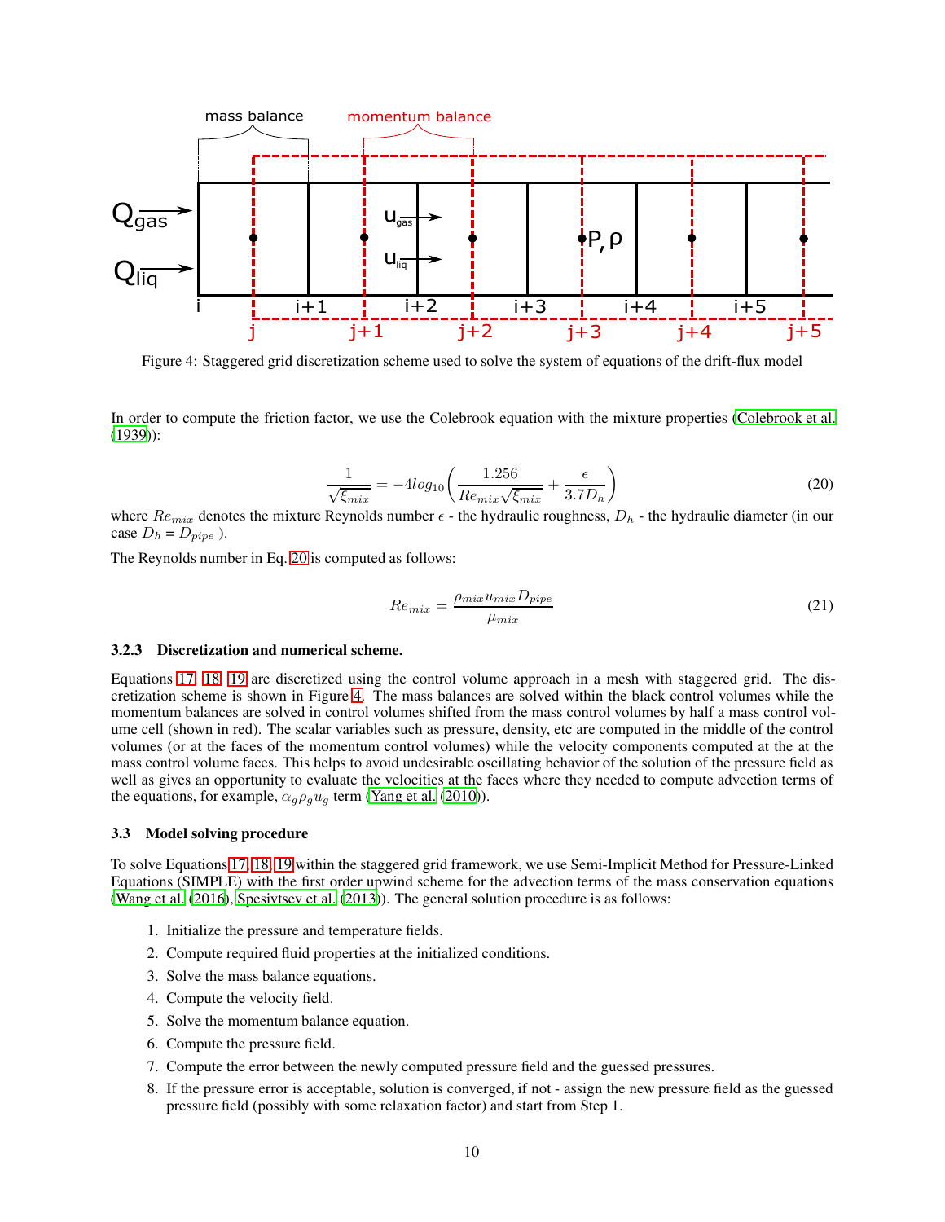Figure 4: Staggered grid discretization scheme used to solve the system of equations of the drift-flux model

In order to compute the friction factor, we use the Colebrook equation with the mixture properties (Colebrook et al. (1939)):

$$\frac{1}{\sqrt{\xi_{mix}}} = -4log_{10}\left(\frac{1.256}{Re_{mix}\sqrt{\xi_{mix}}} + \frac{\epsilon}{3.7D_h}\right) \tag{20}$$

where $Re_{mix}$ denotes the mixture Reynolds number $\epsilon$ - the hydraulic roughness, $D_h$ - the hydraulic diameter (in our case $D_h$ = $D_{pipe}$ ).

The Reynolds number in Eq. 20 is computed as follows:

$$Re_{mix} = \frac{\rho_{mix} u_{mix} D_{pipe}}{\mu_{mix}} \tag{21}$$

#### 3.2.3 Discretization and numerical scheme.

Equations 17, 18, 19 are discretized using the control volume approach in a mesh with staggered grid. The discretization scheme is shown in Figure 4. The mass balances are solved within the black control volumes while the momentum balances are solved in control volumes shifted from the mass control volumes by half a mass control volume cell (shown in red). The scalar variables such as pressure, density, etc are computed in the middle of the control volumes (or at the faces of the momentum control volumes) while the velocity components computed at the at the mass control volume faces. This helps to avoid undesirable oscillating behavior of the solution of the pressure field as well as gives an opportunity to evaluate the velocities at the faces where they needed to compute advection terms of the equations, for example, $\alpha_g \rho_g u_g$ term (Yang et al. (2010)).

### 3.3 Model solving procedure

To solve Equations 17, 18, 19 within the staggered grid framework, we use Semi-Implicit Method for Pressure-Linked Equations (SIMPLE) with the first order upwind scheme for the advection terms of the mass conservation equations (Wang et al. (2016), Spesivtsev et al. (2013)). The general solution procedure is as follows:

1. Initialize the pressure and temperature fields.
2. Compute required fluid properties at the initialized conditions.
3. Solve the mass balance equations.
4. Compute the velocity field.
5. Solve the momentum balance equation.
6. Compute the pressure field.
7. Compute the error between the newly computed pressure field and the guessed pressures.
8. If the pressure error is acceptable, solution is converged, if not - assign the new pressure field as the guessed pressure field (possibly with some relaxation factor) and start from Step 1.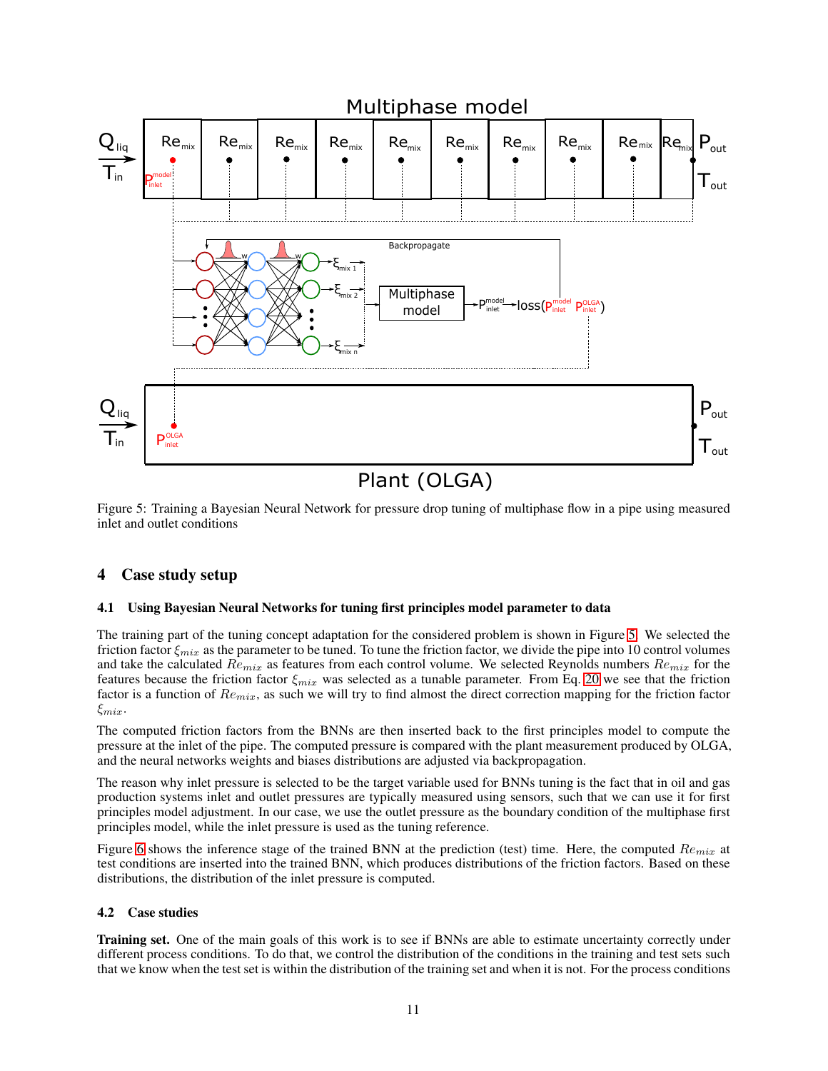Figure 5: Training a Bayesian Neural Network for pressure drop tuning of multiphase flow in a pipe using measured inlet and outlet conditions

## 4 Case study setup

### 4.1 Using Bayesian Neural Networks for tuning first principles model parameter to data

The training part of the tuning concept adaptation for the considered problem is shown in Figure 5. We selected the friction factor $\xi_{mix}$ as the parameter to be tuned. To tune the friction factor, we divide the pipe into 10 control volumes and take the calculated $Re_{mix}$ as features from each control volume. We selected Reynolds numbers $Re_{mix}$ for the features because the friction factor $\xi_{mix}$ was selected as a tunable parameter. From Eq. 20 we see that the friction factor is a function of $Re_{mix}$, as such we will try to find almost the direct correction mapping for the friction factor $\xi_{mix}$.

The computed friction factors from the BNNs are then inserted back to the first principles model to compute the pressure at the inlet of the pipe. The computed pressure is compared with the plant measurement produced by OLGA, and the neural networks weights and biases distributions are adjusted via backpropagation.

The reason why inlet pressure is selected to be the target variable used for BNNs tuning is the fact that in oil and gas production systems inlet and outlet pressures are typically measured using sensors, such that we can use it for first principles model adjustment. In our case, we use the outlet pressure as the boundary condition of the multiphase first principles model, while the inlet pressure is used as the tuning reference.

Figure 6 shows the inference stage of the trained BNN at the prediction (test) time. Here, the computed $Re_{mix}$ at test conditions are inserted into the trained BNN, which produces distributions of the friction factors. Based on these distributions, the distribution of the inlet pressure is computed.

### 4.2 Case studies

**Training set.** One of the main goals of this work is to see if BNNs are able to estimate uncertainty correctly under different process conditions. To do that, we control the distribution of the conditions in the training and test sets such that we know when the test set is within the distribution of the training set and when it is not. For the process conditions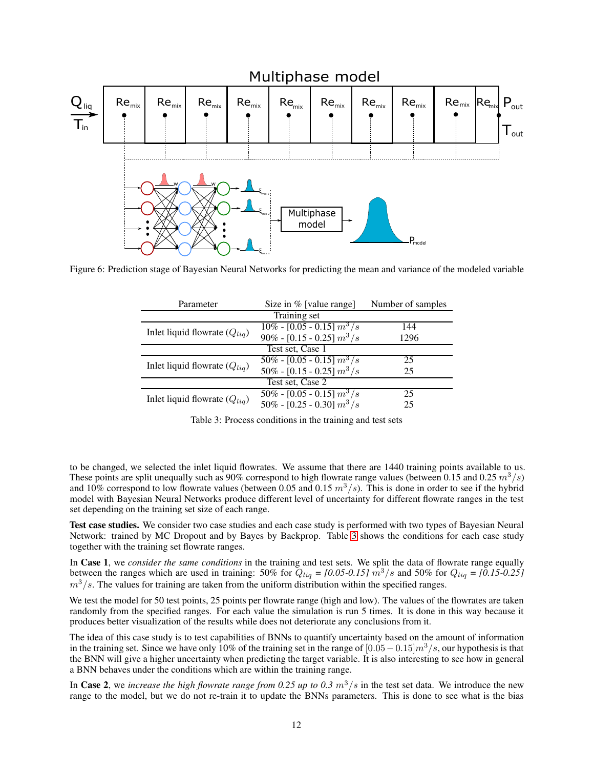Figure 6: Prediction stage of Bayesian Neural Networks for predicting the mean and variance of the modeled variable

| Parameter | Size in % [value range] | Number of samples |
|---|---|---|
| | Training set | |
| Inlet liquid flowrate ($Q_{liq}$) | 10% - [0.05 - 0.15] $m^3/s$ | 144 |
| | 90% - [0.15 - 0.25] $m^3/s$ | 1296 |
| | Test set, Case 1 | |
| Inlet liquid flowrate ($Q_{liq}$) | 50% - [0.05 - 0.15] $m^3/s$ | 25 |
| | 50% - [0.15 - 0.25] $m^3/s$ | 25 |
| | Test set, Case 2 | |
| Inlet liquid flowrate ($Q_{liq}$) | 50% - [0.05 - 0.15] $m^3/s$ | 25 |
| | 50% - [0.25 - 0.30] $m^3/s$ | 25 |

Table 3: Process conditions in the training and test sets

to be changed, we selected the inlet liquid flowrates. We assume that there are 1440 training points available to us. These points are split unequally such as 90% correspond to high flowrate range values (between 0.15 and 0.25 $m^3/s$) and 10% correspond to low flowrate values (between 0.05 and 0.15 $m^3/s$). This is done in order to see if the hybrid model with Bayesian Neural Networks produce different level of uncertainty for different flowrate ranges in the test set depending on the training set size of each range.

**Test case studies.** We consider two case studies and each case study is performed with two types of Bayesian Neural Network: trained by MC Dropout and by Bayes by Backprop. Table 3 shows the conditions for each case study together with the training set flowrate ranges.

In **Case 1**, we *consider the same conditions* in the training and test sets. We split the data of flowrate range equally between the ranges which are used in training: 50% for $Q_{liq}$ = *[0.05-0.15]* $m^3/s$ and 50% for $Q_{liq}$ = *[0.15-0.25]* $m^3/s$. The values for training are taken from the uniform distribution within the specified ranges.

We test the model for 50 test points, 25 points per flowrate range (high and low). The values of the flowrates are taken randomly from the specified ranges. For each value the simulation is run 5 times. It is done in this way because it produces better visualization of the results while does not deteriorate any conclusions from it.

The idea of this case study is to test capabilities of BNNs to quantify uncertainty based on the amount of information in the training set. Since we have only 10% of the training set in the range of $[0.05 - 0.15]m^3/s$, our hypothesis is that the BNN will give a higher uncertainty when predicting the target variable. It is also interesting to see how in general a BNN behaves under the conditions which are within the training range.

In **Case 2**, we *increase the high flowrate range from 0.25 up to 0.3* $m^3/s$ in the test set data. We introduce the new range to the model, but we do not re-train it to update the BNNs parameters. This is done to see what is the bias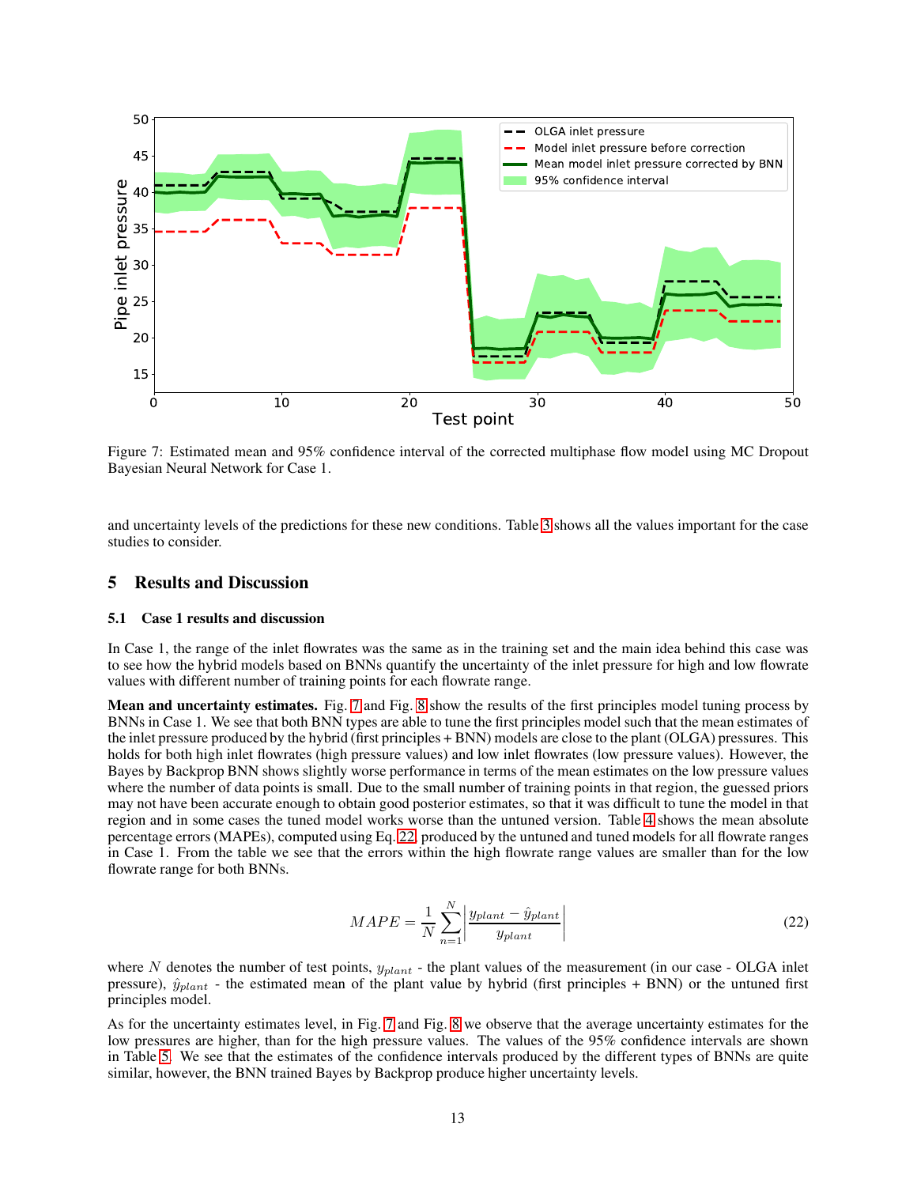Figure 7: Estimated mean and 95% confidence interval of the corrected multiphase flow model using MC Dropout Bayesian Neural Network for Case 1.

and uncertainty levels of the predictions for these new conditions. Table 3 shows all the values important for the case studies to consider.

## 5 Results and Discussion

### 5.1 Case 1 results and discussion

In Case 1, the range of the inlet flowrates was the same as in the training set and the main idea behind this case was to see how the hybrid models based on BNNs quantify the uncertainty of the inlet pressure for high and low flowrate values with different number of training points for each flowrate range.

**Mean and uncertainty estimates.** Fig. 7 and Fig. 8 show the results of the first principles model tuning process by BNNs in Case 1. We see that both BNN types are able to tune the first principles model such that the mean estimates of the inlet pressure produced by the hybrid (first principles + BNN) models are close to the plant (OLGA) pressures. This holds for both high inlet flowrates (high pressure values) and low inlet flowrates (low pressure values). However, the Bayes by Backprop BNN shows slightly worse performance in terms of the mean estimates on the low pressure values where the number of data points is small. Due to the small number of training points in that region, the guessed priors may not have been accurate enough to obtain good posterior estimates, so that it was difficult to tune the model in that region and in some cases the tuned model works worse than the untuned version. Table 4 shows the mean absolute percentage errors (MAPEs), computed using Eq. 22, produced by the untuned and tuned models for all flowrate ranges in Case 1. From the table we see that the errors within the high flowrate range values are smaller than for the low flowrate range for both BNNs.

$$MAPE = \frac{1}{N} \sum_{n=1}^{N} \left| \frac{y_{plant} - \hat{y}_{plant}}{y_{plant}} \right| \tag{22}$$

where $N$ denotes the number of test points, $y_{plant}$ - the plant values of the measurement (in our case - OLGA inlet pressure), $\hat{y}_{plant}$ - the estimated mean of the plant value by hybrid (first principles + BNN) or the untuned first principles model.

As for the uncertainty estimates level, in Fig. 7 and Fig. 8 we observe that the average uncertainty estimates for the low pressures are higher, than for the high pressure values. The values of the 95% confidence intervals are shown in Table 5. We see that the estimates of the confidence intervals produced by the different types of BNNs are quite similar, however, the BNN trained Bayes by Backprop produce higher uncertainty levels.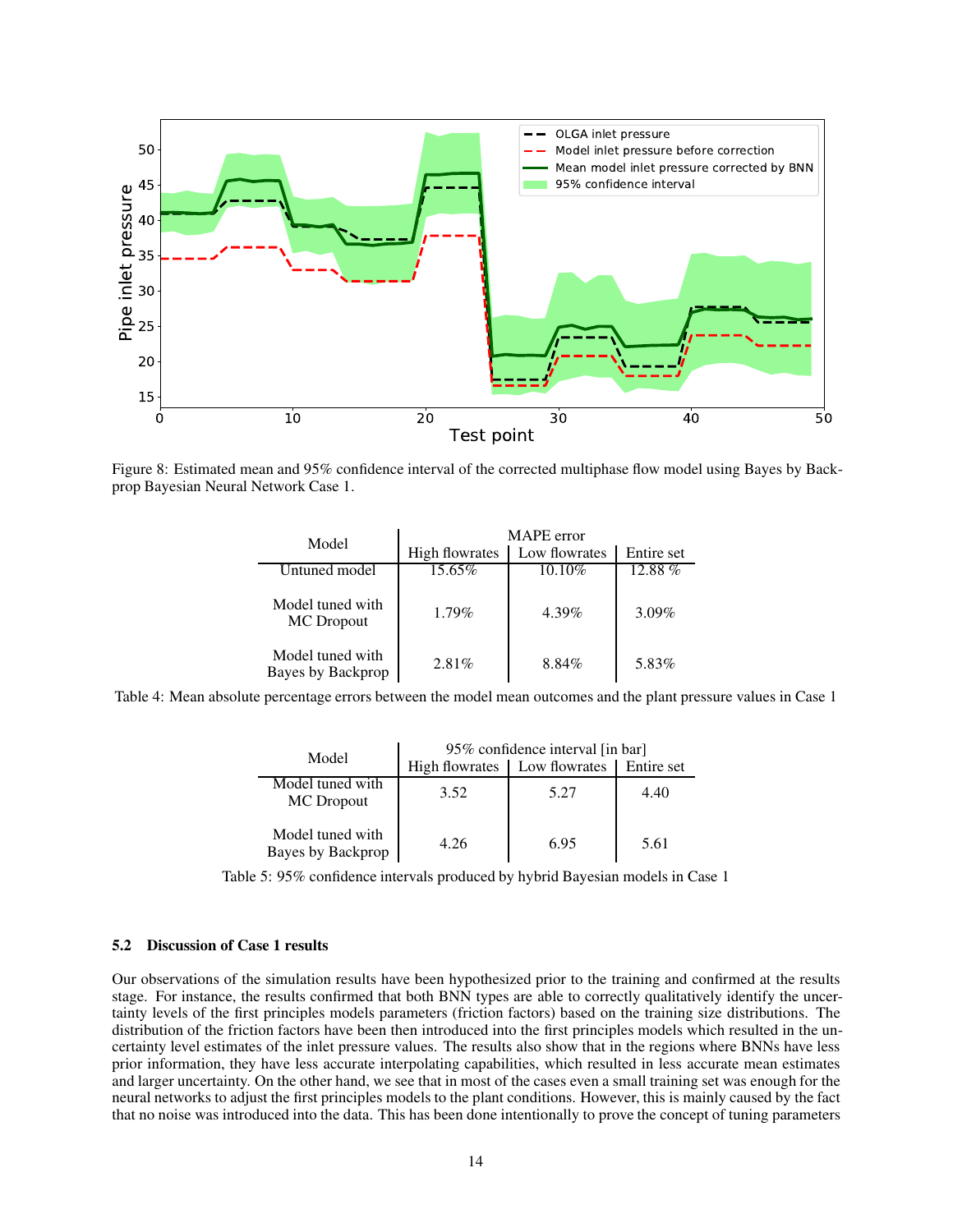Figure 8: Estimated mean and 95% confidence interval of the corrected multiphase flow model using Bayes by Backprop Bayesian Neural Network Case 1.

| Model | MAPE error | | |
|---|---|---|---|
| | High flowrates | Low flowrates | Entire set |
| Untuned model | 15.65% | 10.10% | 12.88 % |
| Model tuned with MC Dropout | 1.79% | 4.39% | 3.09% |
| Model tuned with Bayes by Backprop | 2.81% | 8.84% | 5.83% |

Table 4: Mean absolute percentage errors between the model mean outcomes and the plant pressure values in Case 1

| Model | 95% confidence interval [in bar] | | |
|---|---|---|---|
| | High flowrates | Low flowrates | Entire set |
| Model tuned with MC Dropout | 3.52 | 5.27 | 4.40 |
| Model tuned with Bayes by Backprop | 4.26 | 6.95 | 5.61 |

Table 5: 95% confidence intervals produced by hybrid Bayesian models in Case 1

### 5.2 Discussion of Case 1 results

Our observations of the simulation results have been hypothesized prior to the training and confirmed at the results stage. For instance, the results confirmed that both BNN types are able to correctly qualitatively identify the uncertainty levels of the first principles models parameters (friction factors) based on the training size distributions. The distribution of the friction factors have been then introduced into the first principles models which resulted in the uncertainty level estimates of the inlet pressure values. The results also show that in the regions where BNNs have less prior information, they have less accurate interpolating capabilities, which resulted in less accurate mean estimates and larger uncertainty. On the other hand, we see that in most of the cases even a small training set was enough for the neural networks to adjust the first principles models to the plant conditions. However, this is mainly caused by the fact that no noise was introduced into the data. This has been done intentionally to prove the concept of tuning parameters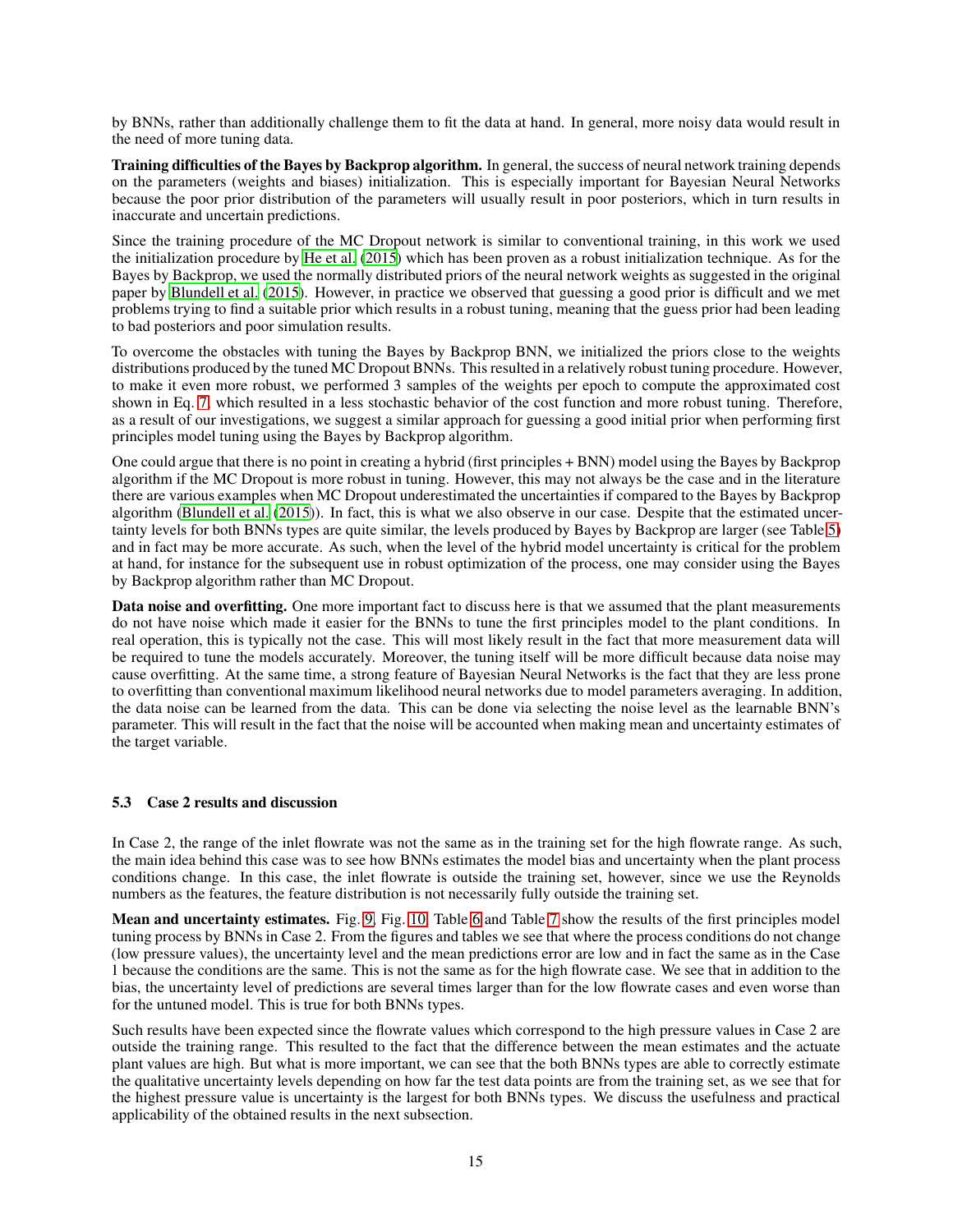by BNNs, rather than additionally challenge them to fit the data at hand. In general, more noisy data would result in the need of more tuning data.

**Training difficulties of the Bayes by Backprop algorithm.** In general, the success of neural network training depends on the parameters (weights and biases) initialization. This is especially important for Bayesian Neural Networks because the poor prior distribution of the parameters will usually result in poor posteriors, which in turn results in inaccurate and uncertain predictions.

Since the training procedure of the MC Dropout network is similar to conventional training, in this work we used the initialization procedure by He et al. (2015) which has been proven as a robust initialization technique. As for the Bayes by Backprop, we used the normally distributed priors of the neural network weights as suggested in the original paper by Blundell et al. (2015). However, in practice we observed that guessing a good prior is difficult and we met problems trying to find a suitable prior which results in a robust tuning, meaning that the guess prior had been leading to bad posteriors and poor simulation results.

To overcome the obstacles with tuning the Bayes by Backprop BNN, we initialized the priors close to the weights distributions produced by the tuned MC Dropout BNNs. This resulted in a relatively robust tuning procedure. However, to make it even more robust, we performed 3 samples of the weights per epoch to compute the approximated cost shown in Eq. 7, which resulted in a less stochastic behavior of the cost function and more robust tuning. Therefore, as a result of our investigations, we suggest a similar approach for guessing a good initial prior when performing first principles model tuning using the Bayes by Backprop algorithm.

One could argue that there is no point in creating a hybrid (first principles + BNN) model using the Bayes by Backprop algorithm if the MC Dropout is more robust in tuning. However, this may not always be the case and in the literature there are various examples when MC Dropout underestimated the uncertainties if compared to the Bayes by Backprop algorithm (Blundell et al. (2015)). In fact, this is what we also observe in our case. Despite that the estimated uncertainty levels for both BNNs types are quite similar, the levels produced by Bayes by Backprop are larger (see Table 5) and in fact may be more accurate. As such, when the level of the hybrid model uncertainty is critical for the problem at hand, for instance for the subsequent use in robust optimization of the process, one may consider using the Bayes by Backprop algorithm rather than MC Dropout.

**Data noise and overfitting.** One more important fact to discuss here is that we assumed that the plant measurements do not have noise which made it easier for the BNNs to tune the first principles model to the plant conditions. In real operation, this is typically not the case. This will most likely result in the fact that more measurement data will be required to tune the models accurately. Moreover, the tuning itself will be more difficult because data noise may cause overfitting. At the same time, a strong feature of Bayesian Neural Networks is the fact that they are less prone to overfitting than conventional maximum likelihood neural networks due to model parameters averaging. In addition, the data noise can be learned from the data. This can be done via selecting the noise level as the learnable BNN's parameter. This will result in the fact that the noise will be accounted when making mean and uncertainty estimates of the target variable.

### 5.3 Case 2 results and discussion

In Case 2, the range of the inlet flowrate was not the same as in the training set for the high flowrate range. As such, the main idea behind this case was to see how BNNs estimates the model bias and uncertainty when the plant process conditions change. In this case, the inlet flowrate is outside the training set, however, since we use the Reynolds numbers as the features, the feature distribution is not necessarily fully outside the training set.

**Mean and uncertainty estimates.** Fig. 9, Fig. 10, Table 6 and Table 7 show the results of the first principles model tuning process by BNNs in Case 2. From the figures and tables we see that where the process conditions do not change (low pressure values), the uncertainty level and the mean predictions error are low and in fact the same as in the Case 1 because the conditions are the same. This is not the same as for the high flowrate case. We see that in addition to the bias, the uncertainty level of predictions are several times larger than for the low flowrate cases and even worse than for the untuned model. This is true for both BNNs types.

Such results have been expected since the flowrate values which correspond to the high pressure values in Case 2 are outside the training range. This resulted to the fact that the difference between the mean estimates and the actuate plant values are high. But what is more important, we can see that the both BNNs types are able to correctly estimate the qualitative uncertainty levels depending on how far the test data points are from the training set, as we see that for the highest pressure value is uncertainty is the largest for both BNNs types. We discuss the usefulness and practical applicability of the obtained results in the next subsection.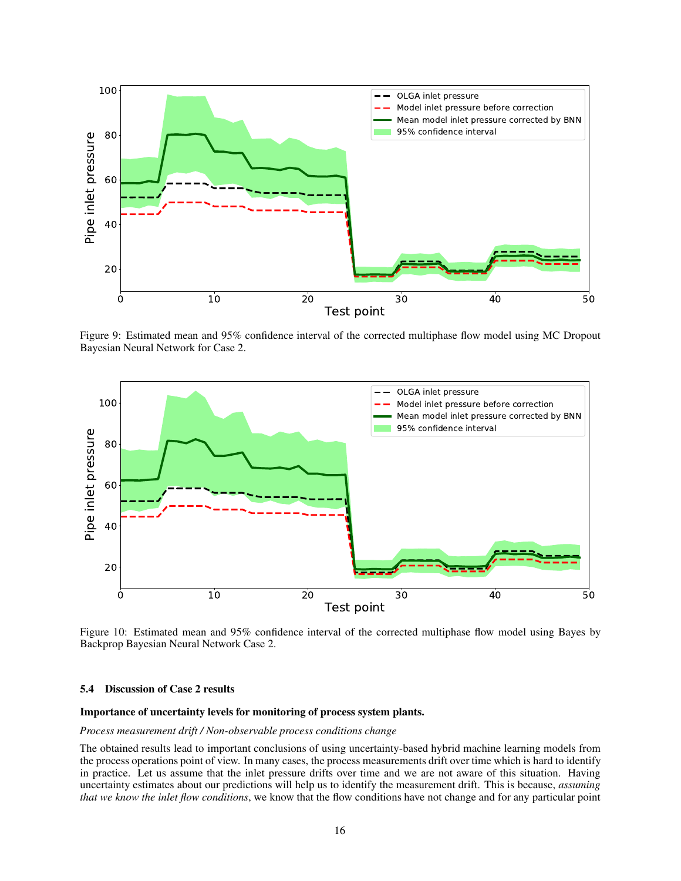Figure 9: Estimated mean and 95% confidence interval of the corrected multiphase flow model using MC Dropout Bayesian Neural Network for Case 2.

Figure 10: Estimated mean and 95% confidence interval of the corrected multiphase flow model using Bayes by Backprop Bayesian Neural Network Case 2.

### 5.4 Discussion of Case 2 results

**Importance of uncertainty levels for monitoring of process system plants.**

*Process measurement drift / Non-observable process conditions change*

The obtained results lead to important conclusions of using uncertainty-based hybrid machine learning models from the process operations point of view. In many cases, the process measurements drift over time which is hard to identify in practice. Let us assume that the inlet pressure drifts over time and we are not aware of this situation. Having uncertainty estimates about our predictions will help us to identify the measurement drift. This is because, *assuming that we know the inlet flow conditions*, we know that the flow conditions have not change and for any particular point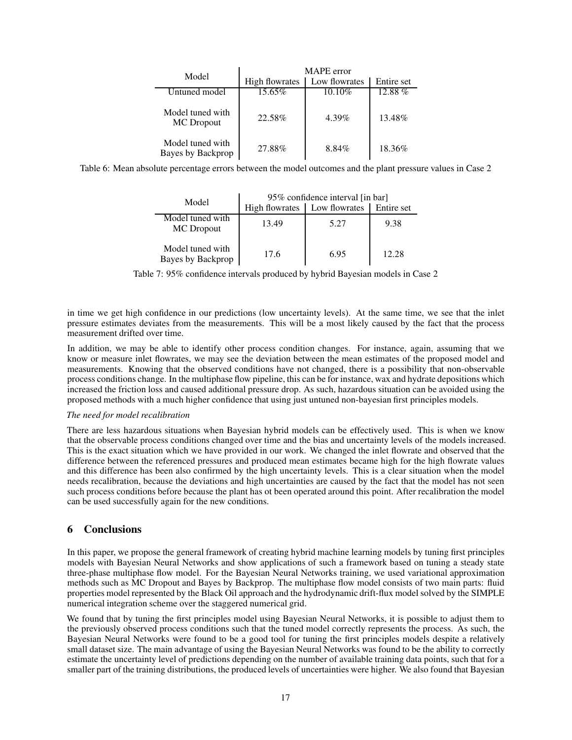| Model | MAPE error | | |
|---|---|---|---|
| | High flowrates | Low flowrates | Entire set |
| Untuned model | 15.65% | 10.10% | 12.88 % |
| Model tuned with MC Dropout | 22.58% | 4.39% | 13.48% |
| Model tuned with Bayes by Backprop | 27.88% | 8.84% | 18.36% |

Table 6: Mean absolute percentage errors between the model outcomes and the plant pressure values in Case 2

| Model | 95% confidence interval [in bar] | | |
|---|---|---|---|
| | High flowrates | Low flowrates | Entire set |
| Model tuned with MC Dropout | 13.49 | 5.27 | 9.38 |
| Model tuned with Bayes by Backprop | 17.6 | 6.95 | 12.28 |

Table 7: 95% confidence intervals produced by hybrid Bayesian models in Case 2

in time we get high confidence in our predictions (low uncertainty levels). At the same time, we see that the inlet pressure estimates deviates from the measurements. This will be a most likely caused by the fact that the process measurement drifted over time.

In addition, we may be able to identify other process condition changes. For instance, again, assuming that we know or measure inlet flowrates, we may see the deviation between the mean estimates of the proposed model and measurements. Knowing that the observed conditions have not changed, there is a possibility that non-observable process conditions change. In the multiphase flow pipeline, this can be for instance, wax and hydrate depositions which increased the friction loss and caused additional pressure drop. As such, hazardous situation can be avoided using the proposed methods with a much higher confidence that using just untuned non-bayesian first principles models.

*The need for model recalibration*

There are less hazardous situations when Bayesian hybrid models can be effectively used. This is when we know that the observable process conditions changed over time and the bias and uncertainty levels of the models increased. This is the exact situation which we have provided in our work. We changed the inlet flowrate and observed that the difference between the referenced pressures and produced mean estimates became high for the high flowrate values and this difference has been also confirmed by the high uncertainty levels. This is a clear situation when the model needs recalibration, because the deviations and high uncertainties are caused by the fact that the model has not seen such process conditions before because the plant has ot been operated around this point. After recalibration the model can be used successfully again for the new conditions.

## 6 Conclusions

In this paper, we propose the general framework of creating hybrid machine learning models by tuning first principles models with Bayesian Neural Networks and show applications of such a framework based on tuning a steady state three-phase multiphase flow model. For the Bayesian Neural Networks training, we used variational approximation methods such as MC Dropout and Bayes by Backprop. The multiphase flow model consists of two main parts: fluid properties model represented by the Black Oil approach and the hydrodynamic drift-flux model solved by the SIMPLE numerical integration scheme over the staggered numerical grid.

We found that by tuning the first principles model using Bayesian Neural Networks, it is possible to adjust them to the previously observed process conditions such that the tuned model correctly represents the process. As such, the Bayesian Neural Networks were found to be a good tool for tuning the first principles models despite a relatively small dataset size. The main advantage of using the Bayesian Neural Networks was found to be the ability to correctly estimate the uncertainty level of predictions depending on the number of available training data points, such that for a smaller part of the training distributions, the produced levels of uncertainties were higher. We also found that Bayesian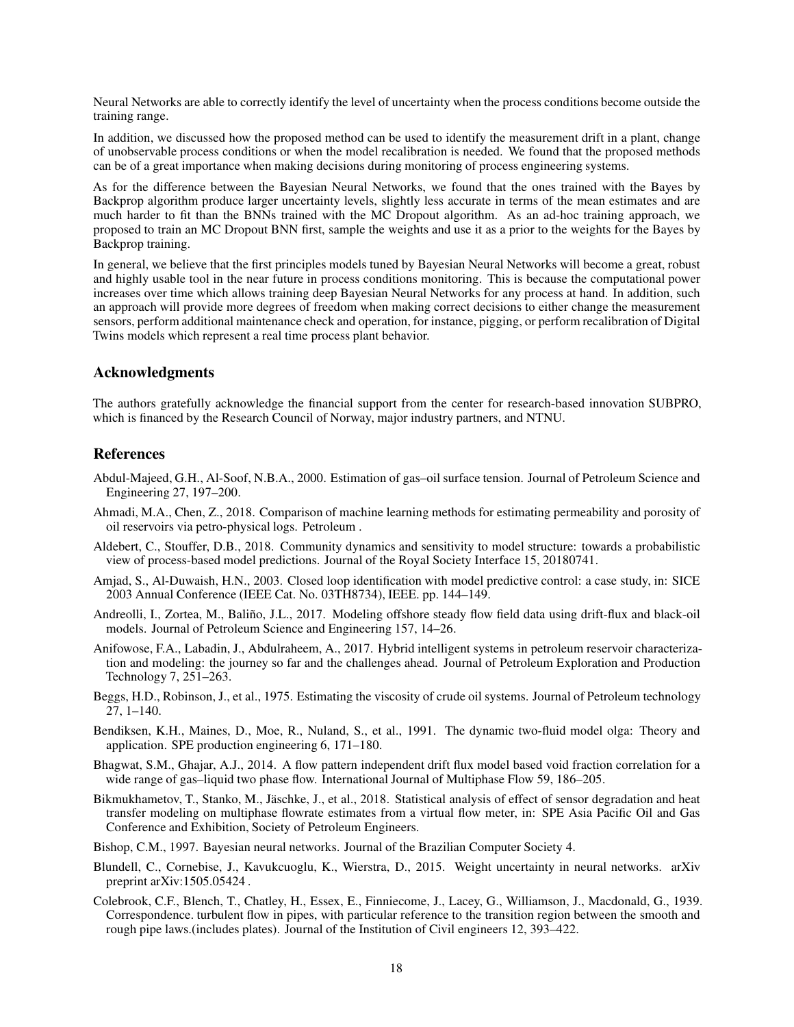Neural Networks are able to correctly identify the level of uncertainty when the process conditions become outside the training range.

In addition, we discussed how the proposed method can be used to identify the measurement drift in a plant, change of unobservable process conditions or when the model recalibration is needed. We found that the proposed methods can be of a great importance when making decisions during monitoring of process engineering systems.

As for the difference between the Bayesian Neural Networks, we found that the ones trained with the Bayes by Backprop algorithm produce larger uncertainty levels, slightly less accurate in terms of the mean estimates and are much harder to fit than the BNNs trained with the MC Dropout algorithm. As an ad-hoc training approach, we proposed to train an MC Dropout BNN first, sample the weights and use it as a prior to the weights for the Bayes by Backprop training.

In general, we believe that the first principles models tuned by Bayesian Neural Networks will become a great, robust and highly usable tool in the near future in process conditions monitoring. This is because the computational power increases over time which allows training deep Bayesian Neural Networks for any process at hand. In addition, such an approach will provide more degrees of freedom when making correct decisions to either change the measurement sensors, perform additional maintenance check and operation, for instance, pigging, or perform recalibration of Digital Twins models which represent a real time process plant behavior.

## Acknowledgments

The authors gratefully acknowledge the financial support from the center for research-based innovation SUBPRO, which is financed by the Research Council of Norway, major industry partners, and NTNU.

## References

Abdul-Majeed, G.H., Al-Soof, N.B.A., 2000. Estimation of gas–oil surface tension. Journal of Petroleum Science and Engineering 27, 197–200.

Ahmadi, M.A., Chen, Z., 2018. Comparison of machine learning methods for estimating permeability and porosity of oil reservoirs via petro-physical logs. Petroleum .

Aldebert, C., Stouffer, D.B., 2018. Community dynamics and sensitivity to model structure: towards a probabilistic view of process-based model predictions. Journal of the Royal Society Interface 15, 20180741.

Amjad, S., Al-Duwaish, H.N., 2003. Closed loop identification with model predictive control: a case study, in: SICE 2003 Annual Conference (IEEE Cat. No. 03TH8734), IEEE. pp. 144–149.

Andreolli, I., Zortea, M., Baliño, J.L., 2017. Modeling offshore steady flow field data using drift-flux and black-oil models. Journal of Petroleum Science and Engineering 157, 14–26.

Anifowose, F.A., Labadin, J., Abdulraheem, A., 2017. Hybrid intelligent systems in petroleum reservoir characterization and modeling: the journey so far and the challenges ahead. Journal of Petroleum Exploration and Production Technology 7, 251–263.

Beggs, H.D., Robinson, J., et al., 1975. Estimating the viscosity of crude oil systems. Journal of Petroleum technology 27, 1–140.

Bendiksen, K.H., Maines, D., Moe, R., Nuland, S., et al., 1991. The dynamic two-fluid model olga: Theory and application. SPE production engineering 6, 171–180.

Bhagwat, S.M., Ghajar, A.J., 2014. A flow pattern independent drift flux model based void fraction correlation for a wide range of gas–liquid two phase flow. International Journal of Multiphase Flow 59, 186–205.

Bikmukhametov, T., Stanko, M., Jäschke, J., et al., 2018. Statistical analysis of effect of sensor degradation and heat transfer modeling on multiphase flowrate estimates from a virtual flow meter, in: SPE Asia Pacific Oil and Gas Conference and Exhibition, Society of Petroleum Engineers.

Bishop, C.M., 1997. Bayesian neural networks. Journal of the Brazilian Computer Society 4.

Blundell, C., Cornebise, J., Kavukcuoglu, K., Wierstra, D., 2015. Weight uncertainty in neural networks. arXiv preprint arXiv:1505.05424 .

Colebrook, C.F., Blench, T., Chatley, H., Essex, E., Finniecome, J., Lacey, G., Williamson, J., Macdonald, G., 1939. Correspondence. turbulent flow in pipes, with particular reference to the transition region between the smooth and rough pipe laws.(includes plates). Journal of the Institution of Civil engineers 12, 393–422.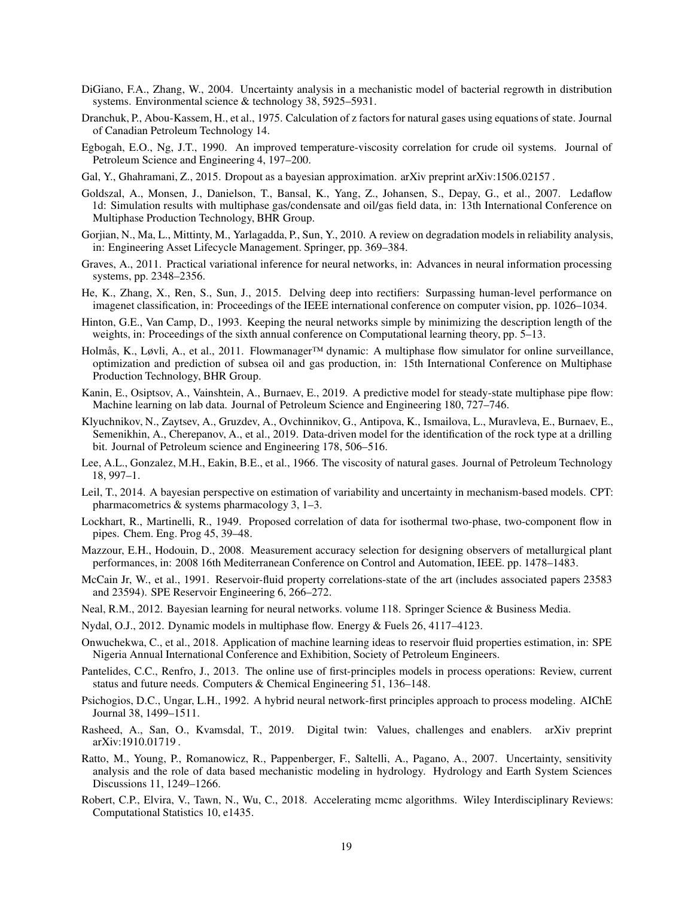DiGiano, F.A., Zhang, W., 2004. Uncertainty analysis in a mechanistic model of bacterial regrowth in distribution systems. Environmental science & technology 38, 5925–5931.

Dranchuk, P., Abou-Kassem, H., et al., 1975. Calculation of z factors for natural gases using equations of state. Journal of Canadian Petroleum Technology 14.

Egbogah, E.O., Ng, J.T., 1990. An improved temperature-viscosity correlation for crude oil systems. Journal of Petroleum Science and Engineering 4, 197–200.

Gal, Y., Ghahramani, Z., 2015. Dropout as a bayesian approximation. arXiv preprint arXiv:1506.02157 .

Goldszal, A., Monsen, J., Danielson, T., Bansal, K., Yang, Z., Johansen, S., Depay, G., et al., 2007. Ledaflow 1d: Simulation results with multiphase gas/condensate and oil/gas field data, in: 13th International Conference on Multiphase Production Technology, BHR Group.

Gorjian, N., Ma, L., Mittinty, M., Yarlagadda, P., Sun, Y., 2010. A review on degradation models in reliability analysis, in: Engineering Asset Lifecycle Management. Springer, pp. 369–384.

Graves, A., 2011. Practical variational inference for neural networks, in: Advances in neural information processing systems, pp. 2348–2356.

He, K., Zhang, X., Ren, S., Sun, J., 2015. Delving deep into rectifiers: Surpassing human-level performance on imagenet classification, in: Proceedings of the IEEE international conference on computer vision, pp. 1026–1034.

Hinton, G.E., Van Camp, D., 1993. Keeping the neural networks simple by minimizing the description length of the weights, in: Proceedings of the sixth annual conference on Computational learning theory, pp. 5–13.

Holmås, K., Løvli, A., et al., 2011. Flowmanager™ dynamic: A multiphase flow simulator for online surveillance, optimization and prediction of subsea oil and gas production, in: 15th International Conference on Multiphase Production Technology, BHR Group.

Kanin, E., Osiptsov, A., Vainshtein, A., Burnaev, E., 2019. A predictive model for steady-state multiphase pipe flow: Machine learning on lab data. Journal of Petroleum Science and Engineering 180, 727–746.

Klyuchnikov, N., Zaytsev, A., Gruzdev, A., Ovchinnikov, G., Antipova, K., Ismailova, L., Muravleva, E., Burnaev, E., Semenikhin, A., Cherepanov, A., et al., 2019. Data-driven model for the identification of the rock type at a drilling bit. Journal of Petroleum science and Engineering 178, 506–516.

Lee, A.L., Gonzalez, M.H., Eakin, B.E., et al., 1966. The viscosity of natural gases. Journal of Petroleum Technology 18, 997–1.

Leil, T., 2014. A bayesian perspective on estimation of variability and uncertainty in mechanism-based models. CPT: pharmacometrics & systems pharmacology 3, 1–3.

Lockhart, R., Martinelli, R., 1949. Proposed correlation of data for isothermal two-phase, two-component flow in pipes. Chem. Eng. Prog 45, 39–48.

Mazzour, E.H., Hodouin, D., 2008. Measurement accuracy selection for designing observers of metallurgical plant performances, in: 2008 16th Mediterranean Conference on Control and Automation, IEEE. pp. 1478–1483.

McCain Jr, W., et al., 1991. Reservoir-fluid property correlations-state of the art (includes associated papers 23583 and 23594). SPE Reservoir Engineering 6, 266–272.

Neal, R.M., 2012. Bayesian learning for neural networks. volume 118. Springer Science & Business Media.

Nydal, O.J., 2012. Dynamic models in multiphase flow. Energy & Fuels 26, 4117–4123.

Onwuchekwa, C., et al., 2018. Application of machine learning ideas to reservoir fluid properties estimation, in: SPE Nigeria Annual International Conference and Exhibition, Society of Petroleum Engineers.

Pantelides, C.C., Renfro, J., 2013. The online use of first-principles models in process operations: Review, current status and future needs. Computers & Chemical Engineering 51, 136–148.

Psichogios, D.C., Ungar, L.H., 1992. A hybrid neural network-first principles approach to process modeling. AIChE Journal 38, 1499–1511.

Rasheed, A., San, O., Kvamsdal, T., 2019. Digital twin: Values, challenges and enablers. arXiv preprint arXiv:1910.01719 .

Ratto, M., Young, P., Romanowicz, R., Pappenberger, F., Saltelli, A., Pagano, A., 2007. Uncertainty, sensitivity analysis and the role of data based mechanistic modeling in hydrology. Hydrology and Earth System Sciences Discussions 11, 1249–1266.

Robert, C.P., Elvira, V., Tawn, N., Wu, C., 2018. Accelerating mcmc algorithms. Wiley Interdisciplinary Reviews: Computational Statistics 10, e1435.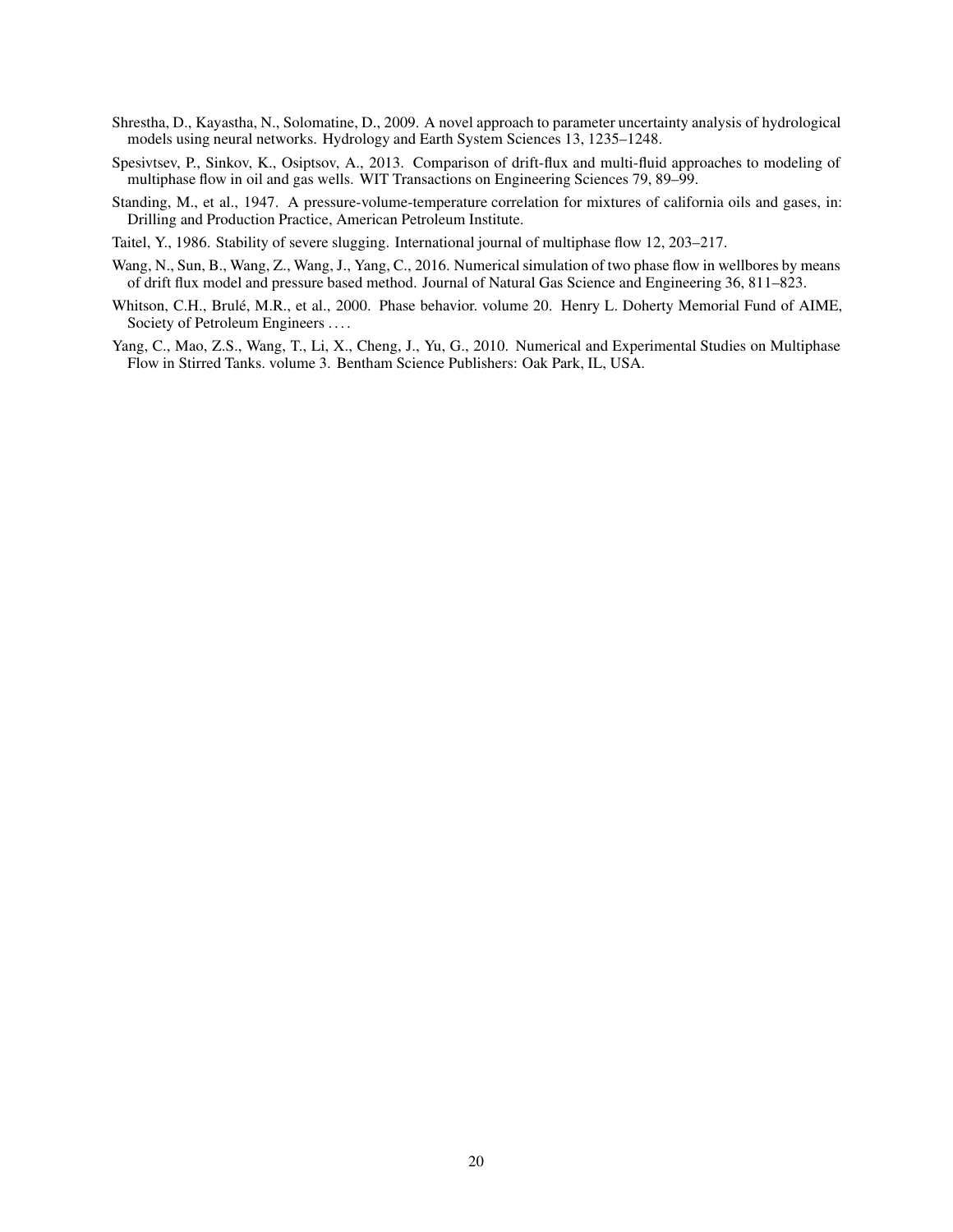Shrestha, D., Kayastha, N., Solomatine, D., 2009. A novel approach to parameter uncertainty analysis of hydrological models using neural networks. Hydrology and Earth System Sciences 13, 1235–1248.

Spesivtsev, P., Sinkov, K., Osiptsov, A., 2013. Comparison of drift-flux and multi-fluid approaches to modeling of multiphase flow in oil and gas wells. WIT Transactions on Engineering Sciences 79, 89–99.

Standing, M., et al., 1947. A pressure-volume-temperature correlation for mixtures of california oils and gases, in: Drilling and Production Practice, American Petroleum Institute.

Taitel, Y., 1986. Stability of severe slugging. International journal of multiphase flow 12, 203–217.

Wang, N., Sun, B., Wang, Z., Wang, J., Yang, C., 2016. Numerical simulation of two phase flow in wellbores by means of drift flux model and pressure based method. Journal of Natural Gas Science and Engineering 36, 811–823.

Whitson, C.H., Brulé, M.R., et al., 2000. Phase behavior. volume 20. Henry L. Doherty Memorial Fund of AIME, Society of Petroleum Engineers ....

Yang, C., Mao, Z.S., Wang, T., Li, X., Cheng, J., Yu, G., 2010. Numerical and Experimental Studies on Multiphase Flow in Stirred Tanks. volume 3. Bentham Science Publishers: Oak Park, IL, USA.